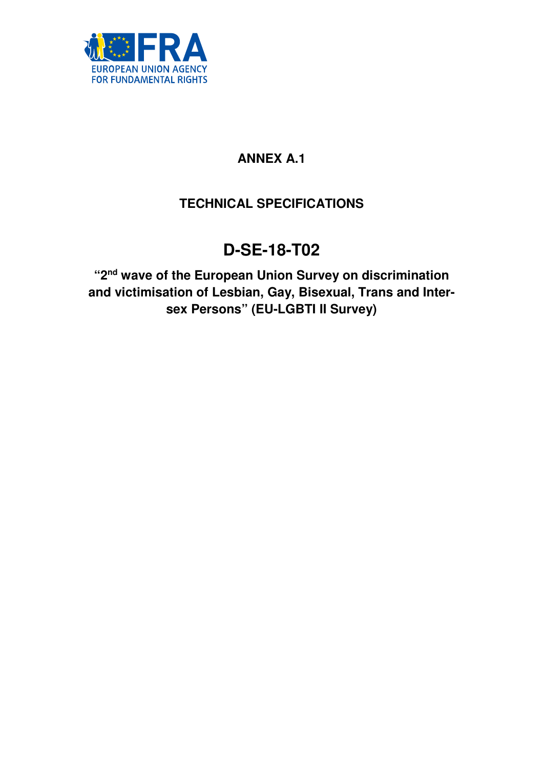EUROPEAN UNION AGENCY FOR FUNDAMENTAL RIGHTS

**ANNEX A.1**

**TECHNICAL SPECIFICATIONS**

# D-SE-18-T02

**"2nd wave of the European Union Survey on discrimination and victimisation of Lesbian, Gay, Bisexual, Trans and Intersex Persons" (EU-LGBTI II Survey)**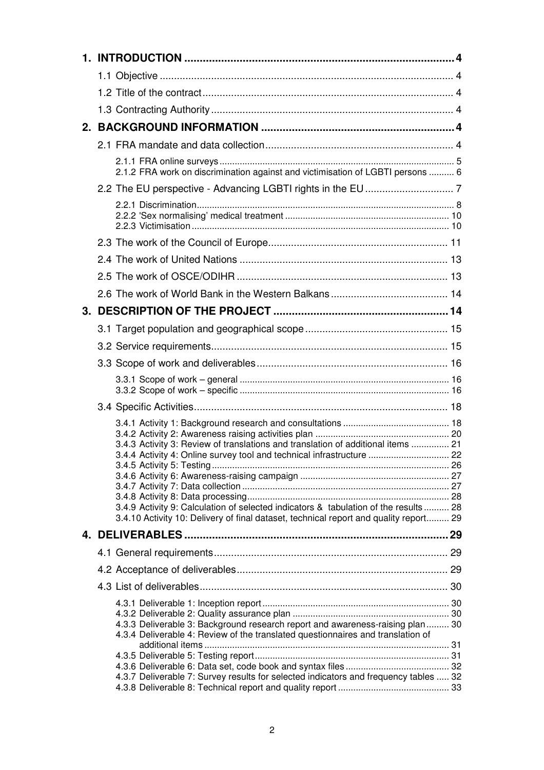1. **INTRODUCTION** ........ 4
   - 1.1 Objective ........ 4
   - 1.2 Title of the contract ........ 4
   - 1.3 Contracting Authority ........ 4
2. **BACKGROUND INFORMATION** ........ 4
   - 2.1 FRA mandate and data collection ........ 4
     - 2.1.1 FRA online surveys ........ 5
     - 2.1.2 FRA work on discrimination against and victimisation of LGBTI persons ........ 6
   - 2.2 The EU perspective - Advancing LGBTI rights in the EU ........ 7
     - 2.2.1 Discrimination ........ 8
     - 2.2.2 'Sex normalising' medical treatment ........ 10
     - 2.2.3 Victimisation ........ 10
   - 2.3 The work of the Council of Europe ........ 11
   - 2.4 The work of United Nations ........ 13
   - 2.5 The work of OSCE/ODIHR ........ 13
   - 2.6 The work of World Bank in the Western Balkans ........ 14
3. **DESCRIPTION OF THE PROJECT** ........ 14
   - 3.1 Target population and geographical scope ........ 15
   - 3.2 Service requirements ........ 15
   - 3.3 Scope of work and deliverables ........ 16
     - 3.3.1 Scope of work – general ........ 16
     - 3.3.2 Scope of work – specific ........ 16
   - 3.4 Specific Activities ........ 18
     - 3.4.1 Activity 1: Background research and consultations ........ 18
     - 3.4.2 Activity 2: Awareness raising activities plan ........ 20
     - 3.4.3 Activity 3: Review of translations and translation of additional items ........ 21
     - 3.4.4 Activity 4: Online survey tool and technical infrastructure ........ 22
     - 3.4.5 Activity 5: Testing ........ 26
     - 3.4.6 Activity 6: Awareness-raising campaign ........ 27
     - 3.4.7 Activity 7: Data collection ........ 27
     - 3.4.8 Activity 8: Data processing ........ 28
     - 3.4.9 Activity 9: Calculation of selected indicators & tabulation of the results ........ 28
     - 3.4.10 Activity 10: Delivery of final dataset, technical report and quality report ........ 29
4. **DELIVERABLES** ........ 29
   - 4.1 General requirements ........ 29
   - 4.2 Acceptance of deliverables ........ 29
   - 4.3 List of deliverables ........ 30
     - 4.3.1 Deliverable 1: Inception report ........ 30
     - 4.3.2 Deliverable 2: Quality assurance plan ........ 30
     - 4.3.3 Deliverable 3: Background research report and awareness-raising plan ........ 30
     - 4.3.4 Deliverable 4: Review of the translated questionnaires and translation of additional items ........ 31
     - 4.3.5 Deliverable 5: Testing report ........ 31
     - 4.3.6 Deliverable 6: Data set, code book and syntax files ........ 32
     - 4.3.7 Deliverable 7: Survey results for selected indicators and frequency tables ........ 32
     - 4.3.8 Deliverable 8: Technical report and quality report ........ 33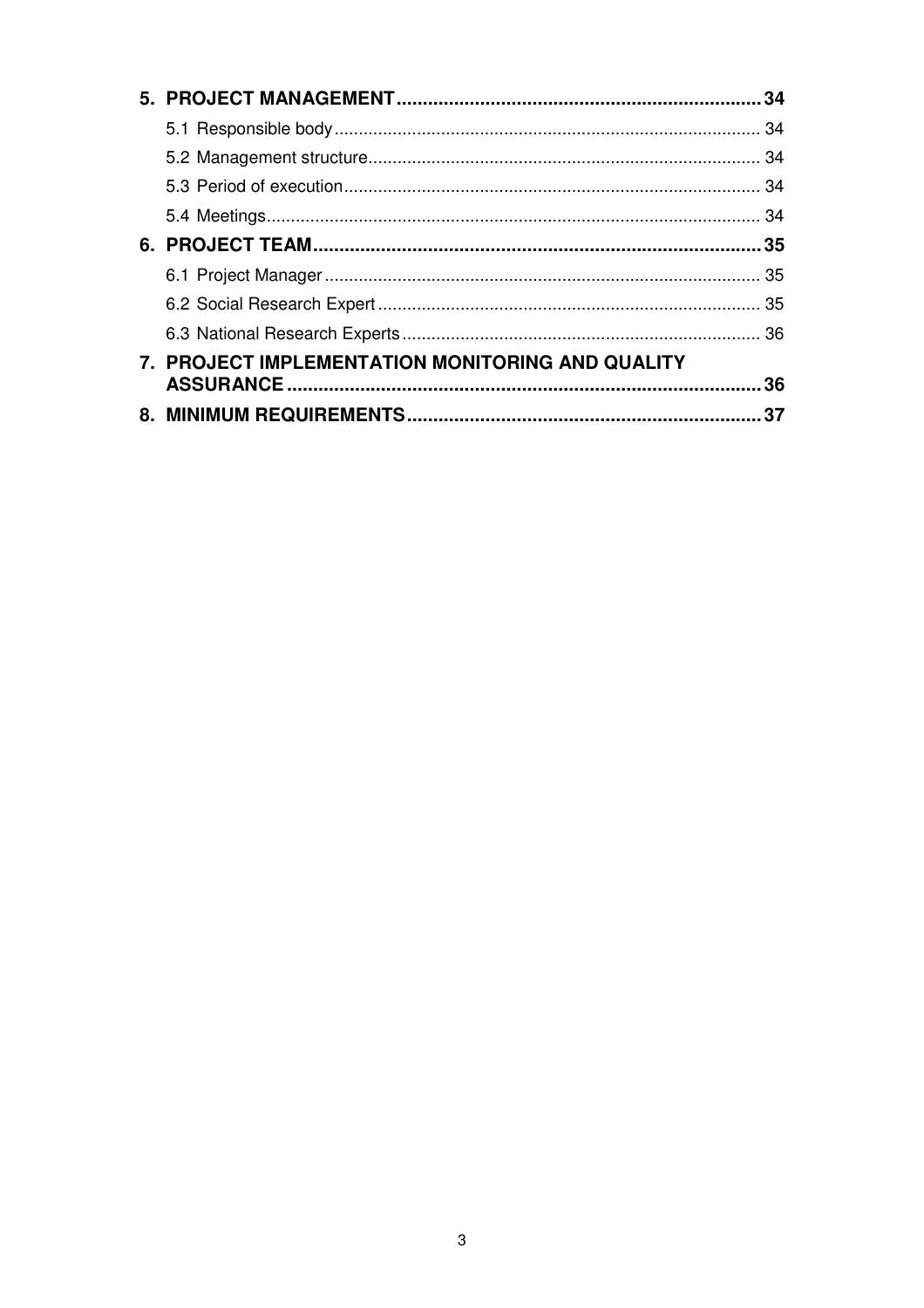**5. PROJECT MANAGEMENT** ..................................................................... **34**

5.1 Responsible body ....................................................................................... 34

5.2 Management structure ................................................................................ 34

5.3 Period of execution ..................................................................................... 34

5.4 Meetings ..................................................................................................... 34

**6. PROJECT TEAM** ..................................................................................... **35**

6.1 Project Manager ......................................................................................... 35

6.2 Social Research Expert .............................................................................. 35

6.3 National Research Experts ......................................................................... 36

**7. PROJECT IMPLEMENTATION MONITORING AND QUALITY ASSURANCE** .......................................................................................... **36**

**8. MINIMUM REQUIREMENTS** ................................................................... **37**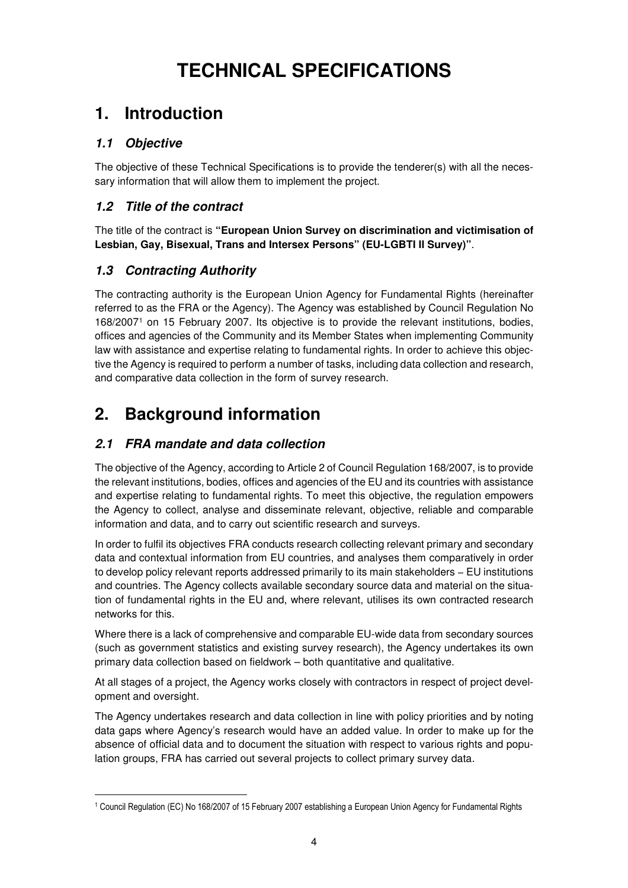# TECHNICAL SPECIFICATIONS

## 1. Introduction

### *1.1 Objective*

The objective of these Technical Specifications is to provide the tenderer(s) with all the necessary information that will allow them to implement the project.

### *1.2 Title of the contract*

The title of the contract is **"European Union Survey on discrimination and victimisation of Lesbian, Gay, Bisexual, Trans and Intersex Persons" (EU-LGBTI II Survey)"**.

### *1.3 Contracting Authority*

The contracting authority is the European Union Agency for Fundamental Rights (hereinafter referred to as the FRA or the Agency). The Agency was established by Council Regulation No 168/2007[1] on 15 February 2007. Its objective is to provide the relevant institutions, bodies, offices and agencies of the Community and its Member States when implementing Community law with assistance and expertise relating to fundamental rights. In order to achieve this objective the Agency is required to perform a number of tasks, including data collection and research, and comparative data collection in the form of survey research.

## 2. Background information

### *2.1 FRA mandate and data collection*

The objective of the Agency, according to Article 2 of Council Regulation 168/2007, is to provide the relevant institutions, bodies, offices and agencies of the EU and its countries with assistance and expertise relating to fundamental rights. To meet this objective, the regulation empowers the Agency to collect, analyse and disseminate relevant, objective, reliable and comparable information and data, and to carry out scientific research and surveys.

In order to fulfil its objectives FRA conducts research collecting relevant primary and secondary data and contextual information from EU countries, and analyses them comparatively in order to develop policy relevant reports addressed primarily to its main stakeholders – EU institutions and countries. The Agency collects available secondary source data and material on the situation of fundamental rights in the EU and, where relevant, utilises its own contracted research networks for this.

Where there is a lack of comprehensive and comparable EU-wide data from secondary sources (such as government statistics and existing survey research), the Agency undertakes its own primary data collection based on fieldwork – both quantitative and qualitative.

At all stages of a project, the Agency works closely with contractors in respect of project development and oversight.

The Agency undertakes research and data collection in line with policy priorities and by noting data gaps where Agency's research would have an added value. In order to make up for the absence of official data and to document the situation with respect to various rights and population groups, FRA has carried out several projects to collect primary survey data.

[1] Council Regulation (EC) No 168/2007 of 15 February 2007 establishing a European Union Agency for Fundamental Rights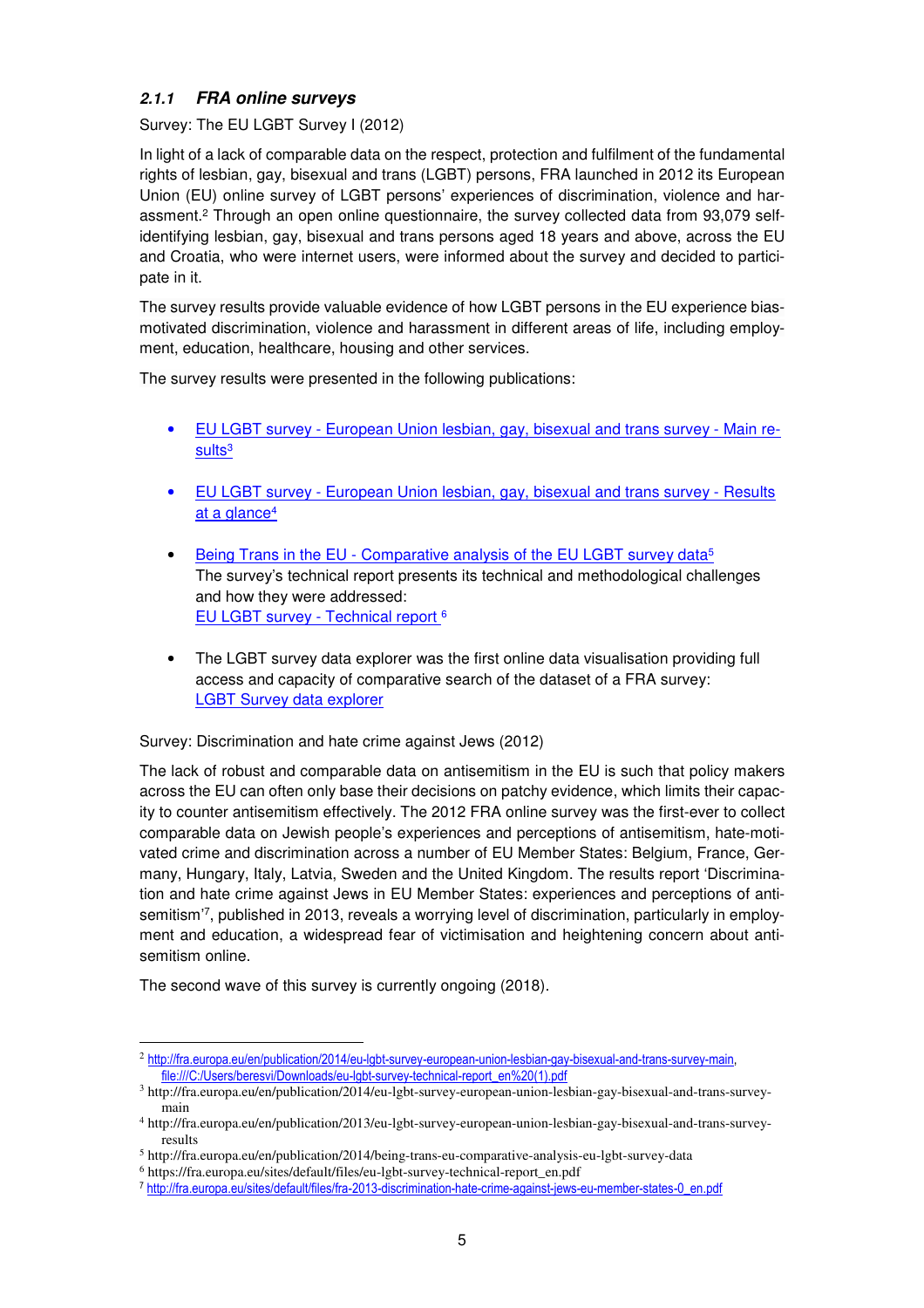### 2.1.1 *FRA online surveys*

Survey: The EU LGBT Survey I (2012)

In light of a lack of comparable data on the respect, protection and fulfilment of the fundamental rights of lesbian, gay, bisexual and trans (LGBT) persons, FRA launched in 2012 its European Union (EU) online survey of LGBT persons' experiences of discrimination, violence and harassment.[2] Through an open online questionnaire, the survey collected data from 93,079 self-identifying lesbian, gay, bisexual and trans persons aged 18 years and above, across the EU and Croatia, who were internet users, were informed about the survey and decided to participate in it.

The survey results provide valuable evidence of how LGBT persons in the EU experience bias-motivated discrimination, violence and harassment in different areas of life, including employment, education, healthcare, housing and other services.

The survey results were presented in the following publications:

- EU LGBT survey - European Union lesbian, gay, bisexual and trans survey - Main results[3]
- EU LGBT survey - European Union lesbian, gay, bisexual and trans survey - Results at a glance[4]
- Being Trans in the EU - Comparative analysis of the EU LGBT survey data[5]
  The survey's technical report presents its technical and methodological challenges and how they were addressed:
  EU LGBT survey - Technical report [6]
- The LGBT survey data explorer was the first online data visualisation providing full access and capacity of comparative search of the dataset of a FRA survey:
  LGBT Survey data explorer

Survey: Discrimination and hate crime against Jews (2012)

The lack of robust and comparable data on antisemitism in the EU is such that policy makers across the EU can often only base their decisions on patchy evidence, which limits their capacity to counter antisemitism effectively. The 2012 FRA online survey was the first-ever to collect comparable data on Jewish people's experiences and perceptions of antisemitism, hate-motivated crime and discrimination across a number of EU Member States: Belgium, France, Germany, Hungary, Italy, Latvia, Sweden and the United Kingdom. The results report 'Discrimination and hate crime against Jews in EU Member States: experiences and perceptions of antisemitism'[7], published in 2013, reveals a worrying level of discrimination, particularly in employment and education, a widespread fear of victimisation and heightening concern about antisemitism online.

The second wave of this survey is currently ongoing (2018).

---

[2] http://fra.europa.eu/en/publication/2014/eu-lgbt-survey-european-union-lesbian-gay-bisexual-and-trans-survey-main, file:///C:/Users/beresvi/Downloads/eu-lgbt-survey-technical-report_en%20(1).pdf

[3] http://fra.europa.eu/en/publication/2014/eu-lgbt-survey-european-union-lesbian-gay-bisexual-and-trans-survey-main

[4] http://fra.europa.eu/en/publication/2013/eu-lgbt-survey-european-union-lesbian-gay-bisexual-and-trans-survey-results

[5] http://fra.europa.eu/en/publication/2014/being-trans-eu-comparative-analysis-eu-lgbt-survey-data

[6] https://fra.europa.eu/sites/default/files/eu-lgbt-survey-technical-report_en.pdf

[7] http://fra.europa.eu/sites/default/files/fra-2013-discrimination-hate-crime-against-jews-eu-member-states-0_en.pdf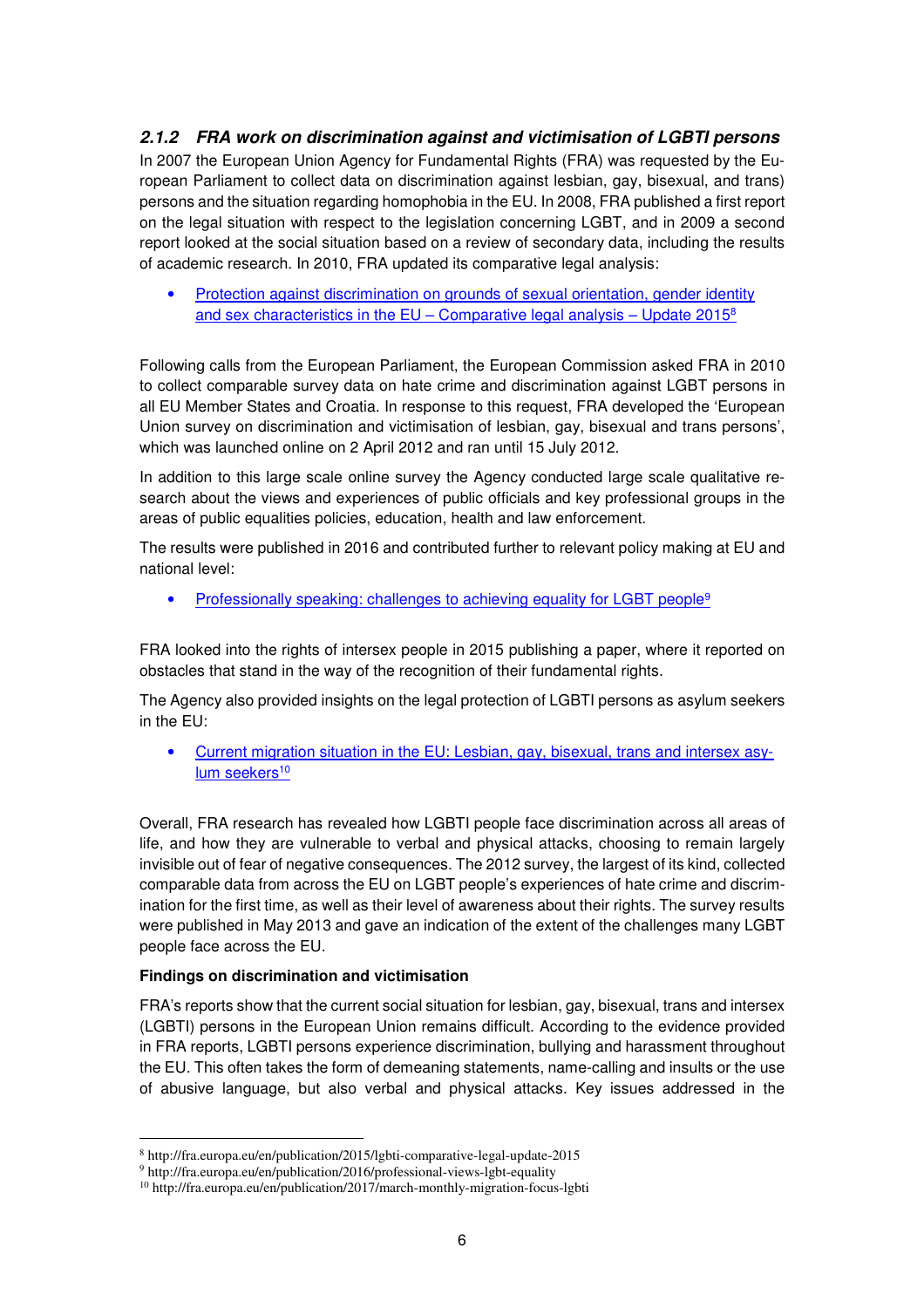### *2.1.2 FRA work on discrimination against and victimisation of LGBTI persons*

In 2007 the European Union Agency for Fundamental Rights (FRA) was requested by the European Parliament to collect data on discrimination against lesbian, gay, bisexual, and trans) persons and the situation regarding homophobia in the EU. In 2008, FRA published a first report on the legal situation with respect to the legislation concerning LGBT, and in 2009 a second report looked at the social situation based on a review of secondary data, including the results of academic research. In 2010, FRA updated its comparative legal analysis:

- Protection against discrimination on grounds of sexual orientation, gender identity and sex characteristics in the EU – Comparative legal analysis – Update 2015[8]

Following calls from the European Parliament, the European Commission asked FRA in 2010 to collect comparable survey data on hate crime and discrimination against LGBT persons in all EU Member States and Croatia. In response to this request, FRA developed the 'European Union survey on discrimination and victimisation of lesbian, gay, bisexual and trans persons', which was launched online on 2 April 2012 and ran until 15 July 2012.

In addition to this large scale online survey the Agency conducted large scale qualitative research about the views and experiences of public officials and key professional groups in the areas of public equalities policies, education, health and law enforcement.

The results were published in 2016 and contributed further to relevant policy making at EU and national level:

- Professionally speaking: challenges to achieving equality for LGBT people[9]

FRA looked into the rights of intersex people in 2015 publishing a paper, where it reported on obstacles that stand in the way of the recognition of their fundamental rights.

The Agency also provided insights on the legal protection of LGBTI persons as asylum seekers in the EU:

- Current migration situation in the EU: Lesbian, gay, bisexual, trans and intersex asylum seekers[10]

Overall, FRA research has revealed how LGBTI people face discrimination across all areas of life, and how they are vulnerable to verbal and physical attacks, choosing to remain largely invisible out of fear of negative consequences. The 2012 survey, the largest of its kind, collected comparable data from across the EU on LGBT people's experiences of hate crime and discrimination for the first time, as well as their level of awareness about their rights. The survey results were published in May 2013 and gave an indication of the extent of the challenges many LGBT people face across the EU.

**Findings on discrimination and victimisation**

FRA's reports show that the current social situation for lesbian, gay, bisexual, trans and intersex (LGBTI) persons in the European Union remains difficult. According to the evidence provided in FRA reports, LGBTI persons experience discrimination, bullying and harassment throughout the EU. This often takes the form of demeaning statements, name-calling and insults or the use of abusive language, but also verbal and physical attacks. Key issues addressed in the

---

[8] http://fra.europa.eu/en/publication/2015/lgbti-comparative-legal-update-2015

[9] http://fra.europa.eu/en/publication/2016/professional-views-lgbt-equality

[10] http://fra.europa.eu/en/publication/2017/march-monthly-migration-focus-lgbti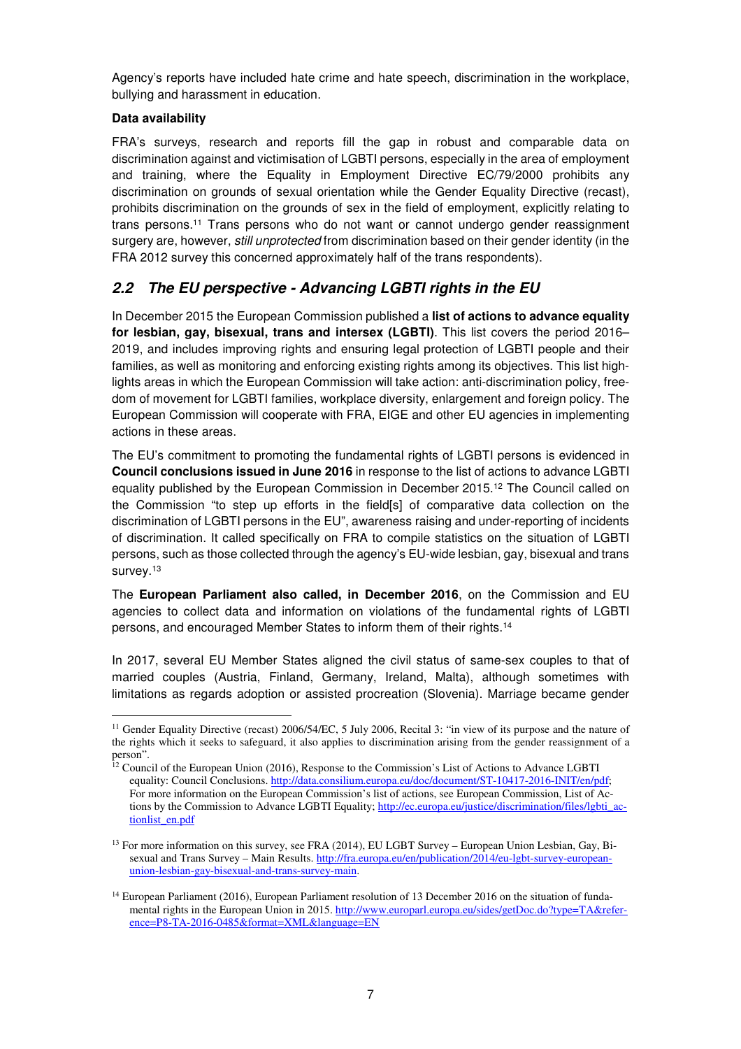Agency's reports have included hate crime and hate speech, discrimination in the workplace, bullying and harassment in education.

**Data availability**

FRA's surveys, research and reports fill the gap in robust and comparable data on discrimination against and victimisation of LGBTI persons, especially in the area of employment and training, where the Equality in Employment Directive EC/79/2000 prohibits any discrimination on grounds of sexual orientation while the Gender Equality Directive (recast), prohibits discrimination on the grounds of sex in the field of employment, explicitly relating to trans persons.[11] Trans persons who do not want or cannot undergo gender reassignment surgery are, however, *still unprotected* from discrimination based on their gender identity (in the FRA 2012 survey this concerned approximately half of the trans respondents).

## *2.2 The EU perspective - Advancing LGBTI rights in the EU*

In December 2015 the European Commission published a **list of actions to advance equality for lesbian, gay, bisexual, trans and intersex (LGBTI)**. This list covers the period 2016–2019, and includes improving rights and ensuring legal protection of LGBTI people and their families, as well as monitoring and enforcing existing rights among its objectives. This list highlights areas in which the European Commission will take action: anti-discrimination policy, freedom of movement for LGBTI families, workplace diversity, enlargement and foreign policy. The European Commission will cooperate with FRA, EIGE and other EU agencies in implementing actions in these areas.

The EU's commitment to promoting the fundamental rights of LGBTI persons is evidenced in **Council conclusions issued in June 2016** in response to the list of actions to advance LGBTI equality published by the European Commission in December 2015.[12] The Council called on the Commission "to step up efforts in the field[s] of comparative data collection on the discrimination of LGBTI persons in the EU", awareness raising and under-reporting of incidents of discrimination. It called specifically on FRA to compile statistics on the situation of LGBTI persons, such as those collected through the agency's EU-wide lesbian, gay, bisexual and trans survey.[13]

The **European Parliament also called, in December 2016**, on the Commission and EU agencies to collect data and information on violations of the fundamental rights of LGBTI persons, and encouraged Member States to inform them of their rights.[14]

In 2017, several EU Member States aligned the civil status of same-sex couples to that of married couples (Austria, Finland, Germany, Ireland, Malta), although sometimes with limitations as regards adoption or assisted procreation (Slovenia). Marriage became gender

---

[11] Gender Equality Directive (recast) 2006/54/EC, 5 July 2006, Recital 3: "in view of its purpose and the nature of the rights which it seeks to safeguard, it also applies to discrimination arising from the gender reassignment of a person".

[12] Council of the European Union (2016), Response to the Commission's List of Actions to Advance LGBTI equality: Council Conclusions. http://data.consilium.europa.eu/doc/document/ST-10417-2016-INIT/en/pdf; For more information on the European Commission's list of actions, see European Commission, List of Actions by the Commission to Advance LGBTI Equality; http://ec.europa.eu/justice/discrimination/files/lgbti_actionlist_en.pdf

[13] For more information on this survey, see FRA (2014), EU LGBT Survey – European Union Lesbian, Gay, Bisexual and Trans Survey – Main Results. http://fra.europa.eu/en/publication/2014/eu-lgbt-survey-european-union-lesbian-gay-bisexual-and-trans-survey-main.

[14] European Parliament (2016), European Parliament resolution of 13 December 2016 on the situation of fundamental rights in the European Union in 2015. http://www.europarl.europa.eu/sides/getDoc.do?type=TA&reference=P8-TA-2016-0485&format=XML&language=EN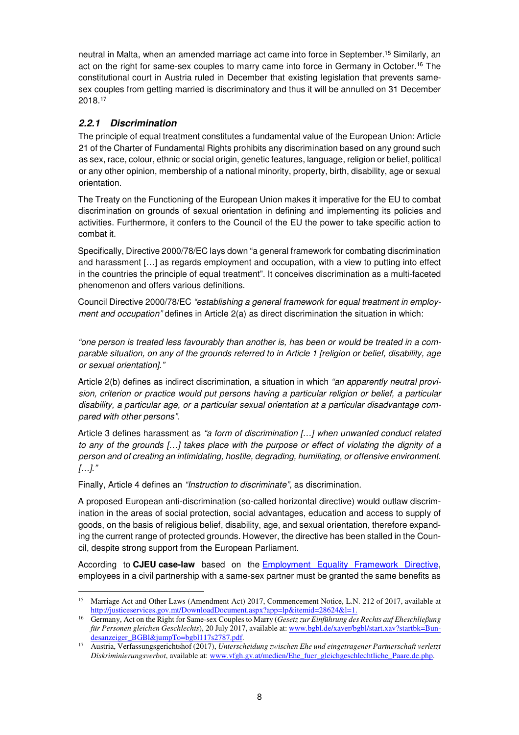neutral in Malta, when an amended marriage act came into force in September.[15] Similarly, an act on the right for same-sex couples to marry came into force in Germany in October.[16] The constitutional court in Austria ruled in December that existing legislation that prevents same-sex couples from getting married is discriminatory and thus it will be annulled on 31 December 2018.[17]

### *2.2.1 Discrimination*

The principle of equal treatment constitutes a fundamental value of the European Union: Article 21 of the Charter of Fundamental Rights prohibits any discrimination based on any ground such as sex, race, colour, ethnic or social origin, genetic features, language, religion or belief, political or any other opinion, membership of a national minority, property, birth, disability, age or sexual orientation.

The Treaty on the Functioning of the European Union makes it imperative for the EU to combat discrimination on grounds of sexual orientation in defining and implementing its policies and activities. Furthermore, it confers to the Council of the EU the power to take specific action to combat it.

Specifically, Directive 2000/78/EC lays down "a general framework for combating discrimination and harassment […] as regards employment and occupation, with a view to putting into effect in the countries the principle of equal treatment". It conceives discrimination as a multi-faceted phenomenon and offers various definitions.

Council Directive 2000/78/EC *"establishing a general framework for equal treatment in employment and occupation"* defines in Article 2(a) as direct discrimination the situation in which:

*"one person is treated less favourably than another is, has been or would be treated in a comparable situation, on any of the grounds referred to in Article 1 [religion or belief, disability, age or sexual orientation]."*

Article 2(b) defines as indirect discrimination, a situation in which *"an apparently neutral provision, criterion or practice would put persons having a particular religion or belief, a particular disability, a particular age, or a particular sexual orientation at a particular disadvantage compared with other persons".*

Article 3 defines harassment as *"a form of discrimination […] when unwanted conduct related to any of the grounds […] takes place with the purpose or effect of violating the dignity of a person and of creating an intimidating, hostile, degrading, humiliating, or offensive environment. […]."*

Finally, Article 4 defines an *"Instruction to discriminate",* as discrimination.

A proposed European anti-discrimination (so-called horizontal directive) would outlaw discrimination in the areas of social protection, social advantages, education and access to supply of goods, on the basis of religious belief, disability, age, and sexual orientation, therefore expanding the current range of protected grounds. However, the directive has been stalled in the Council, despite strong support from the European Parliament.

According to **CJEU case-law** based on the Employment Equality Framework Directive, employees in a civil partnership with a same-sex partner must be granted the same benefits as

---

[15] Marriage Act and Other Laws (Amendment Act) 2017, Commencement Notice, L.N. 212 of 2017, available at http://justiceservices.gov.mt/DownloadDocument.aspx?app=lp&itemid=28624&l=1.

[16] Germany, Act on the Right for Same-sex Couples to Marry (*Gesetz zur Einführung des Rechts auf Eheschließung für Personen gleichen Geschlechts*), 20 July 2017, available at: www.bgbl.de/xaver/bgbl/start.xav?startbk=Bundesanzeiger_BGBl&jumpTo=bgbl117s2787.pdf.

[17] Austria, Verfassungsgerichtshof (2017), *Unterscheidung zwischen Ehe und eingetragener Partnerschaft verletzt Diskriminierungsverbot*, available at: www.vfgh.gv.at/medien/Ehe_fuer_gleichgeschlechtliche_Paare.de.php.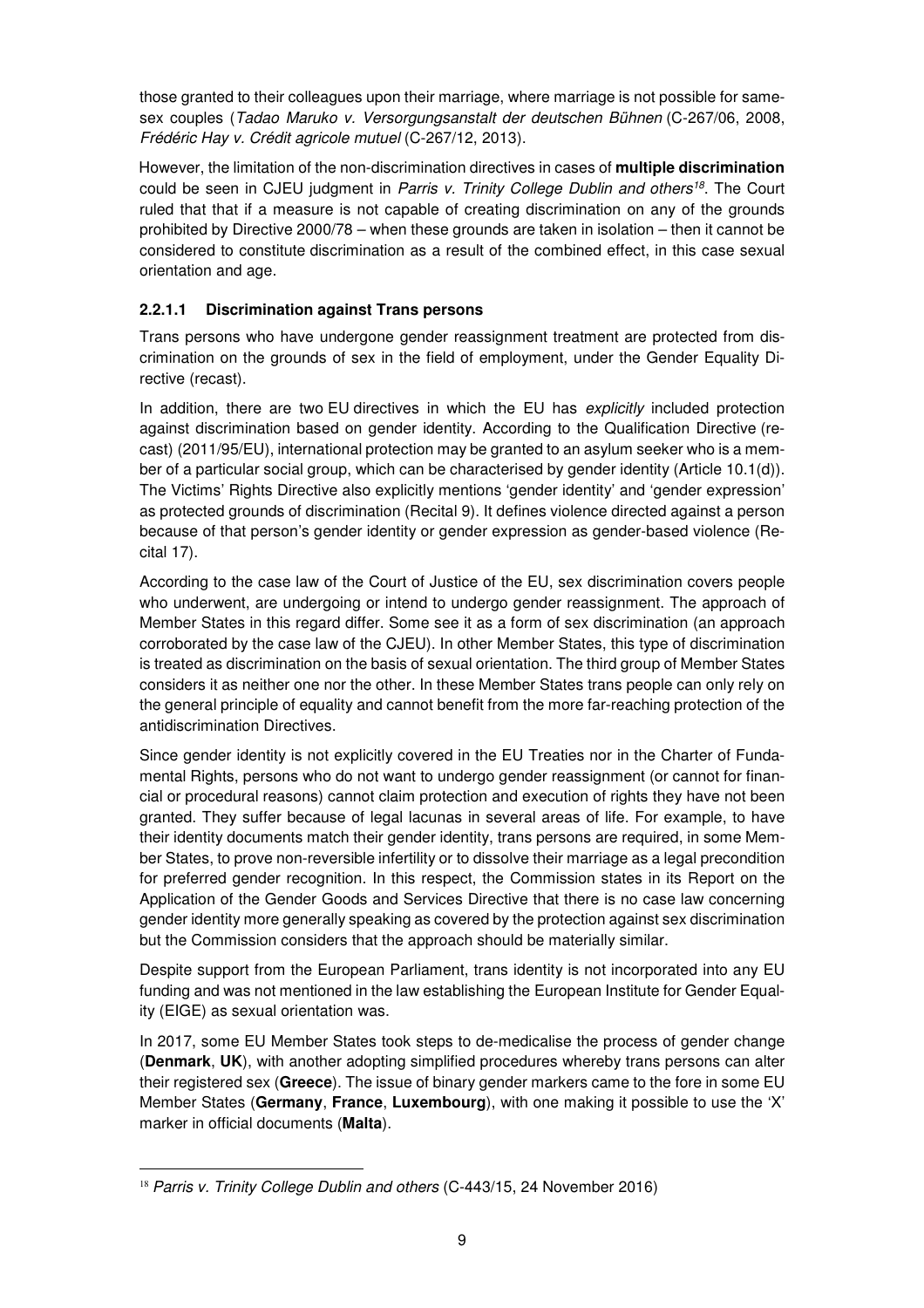those granted to their colleagues upon their marriage, where marriage is not possible for same-sex couples (*Tadao Maruko v. Versorgungsanstalt der deutschen Bühnen* (C-267/06, 2008, *Frédéric Hay v. Crédit agricole mutuel* (C-267/12, 2013).

However, the limitation of the non-discrimination directives in cases of **multiple discrimination** could be seen in CJEU judgment in *Parris v. Trinity College Dublin and others*[18]. The Court ruled that that if a measure is not capable of creating discrimination on any of the grounds prohibited by Directive 2000/78 – when these grounds are taken in isolation – then it cannot be considered to constitute discrimination as a result of the combined effect, in this case sexual orientation and age.

#### 2.2.1.1 Discrimination against Trans persons

Trans persons who have undergone gender reassignment treatment are protected from discrimination on the grounds of sex in the field of employment, under the Gender Equality Directive (recast).

In addition, there are two EU directives in which the EU has *explicitly* included protection against discrimination based on gender identity. According to the Qualification Directive (recast) (2011/95/EU), international protection may be granted to an asylum seeker who is a member of a particular social group, which can be characterised by gender identity (Article 10.1(d)). The Victims' Rights Directive also explicitly mentions 'gender identity' and 'gender expression' as protected grounds of discrimination (Recital 9). It defines violence directed against a person because of that person's gender identity or gender expression as gender-based violence (Recital 17).

According to the case law of the Court of Justice of the EU, sex discrimination covers people who underwent, are undergoing or intend to undergo gender reassignment. The approach of Member States in this regard differ. Some see it as a form of sex discrimination (an approach corroborated by the case law of the CJEU). In other Member States, this type of discrimination is treated as discrimination on the basis of sexual orientation. The third group of Member States considers it as neither one nor the other. In these Member States trans people can only rely on the general principle of equality and cannot benefit from the more far-reaching protection of the antidiscrimination Directives.

Since gender identity is not explicitly covered in the EU Treaties nor in the Charter of Fundamental Rights, persons who do not want to undergo gender reassignment (or cannot for financial or procedural reasons) cannot claim protection and execution of rights they have not been granted. They suffer because of legal lacunas in several areas of life. For example, to have their identity documents match their gender identity, trans persons are required, in some Member States, to prove non-reversible infertility or to dissolve their marriage as a legal precondition for preferred gender recognition. In this respect, the Commission states in its Report on the Application of the Gender Goods and Services Directive that there is no case law concerning gender identity more generally speaking as covered by the protection against sex discrimination but the Commission considers that the approach should be materially similar.

Despite support from the European Parliament, trans identity is not incorporated into any EU funding and was not mentioned in the law establishing the European Institute for Gender Equality (EIGE) as sexual orientation was.

In 2017, some EU Member States took steps to de-medicalise the process of gender change (**Denmark**, **UK**), with another adopting simplified procedures whereby trans persons can alter their registered sex (**Greece**). The issue of binary gender markers came to the fore in some EU Member States (**Germany**, **France**, **Luxembourg**), with one making it possible to use the 'X' marker in official documents (**Malta**).

---

[18] *Parris v. Trinity College Dublin and others* (C-443/15, 24 November 2016)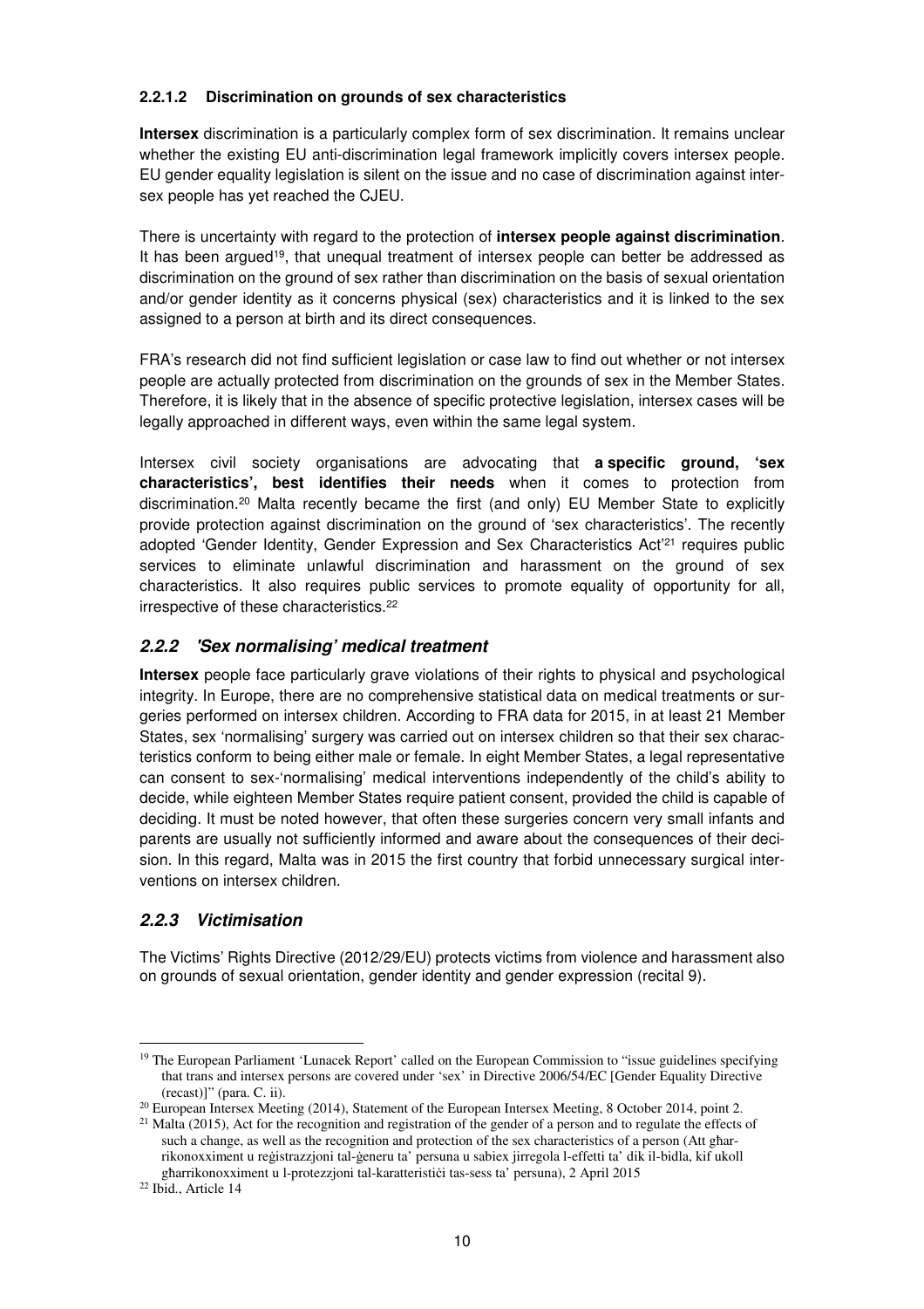#### 2.2.1.2 Discrimination on grounds of sex characteristics

**Intersex** discrimination is a particularly complex form of sex discrimination. It remains unclear whether the existing EU anti-discrimination legal framework implicitly covers intersex people. EU gender equality legislation is silent on the issue and no case of discrimination against intersex people has yet reached the CJEU.

There is uncertainty with regard to the protection of **intersex people against discrimination**. It has been argued[19], that unequal treatment of intersex people can better be addressed as discrimination on the ground of sex rather than discrimination on the basis of sexual orientation and/or gender identity as it concerns physical (sex) characteristics and it is linked to the sex assigned to a person at birth and its direct consequences.

FRA's research did not find sufficient legislation or case law to find out whether or not intersex people are actually protected from discrimination on the grounds of sex in the Member States. Therefore, it is likely that in the absence of specific protective legislation, intersex cases will be legally approached in different ways, even within the same legal system.

Intersex civil society organisations are advocating that **a specific ground, 'sex characteristics', best identifies their needs** when it comes to protection from discrimination.[20] Malta recently became the first (and only) EU Member State to explicitly provide protection against discrimination on the ground of 'sex characteristics'. The recently adopted 'Gender Identity, Gender Expression and Sex Characteristics Act'[21] requires public services to eliminate unlawful discrimination and harassment on the ground of sex characteristics. It also requires public services to promote equality of opportunity for all, irrespective of these characteristics.[22]

### *2.2.2 'Sex normalising' medical treatment*

**Intersex** people face particularly grave violations of their rights to physical and psychological integrity. In Europe, there are no comprehensive statistical data on medical treatments or surgeries performed on intersex children. According to FRA data for 2015, in at least 21 Member States, sex 'normalising' surgery was carried out on intersex children so that their sex characteristics conform to being either male or female. In eight Member States, a legal representative can consent to sex-'normalising' medical interventions independently of the child's ability to decide, while eighteen Member States require patient consent, provided the child is capable of deciding. It must be noted however, that often these surgeries concern very small infants and parents are usually not sufficiently informed and aware about the consequences of their decision. In this regard, Malta was in 2015 the first country that forbid unnecessary surgical interventions on intersex children.

### *2.2.3 Victimisation*

The Victims' Rights Directive (2012/29/EU) protects victims from violence and harassment also on grounds of sexual orientation, gender identity and gender expression (recital 9).

---

[19] The European Parliament 'Lunacek Report' called on the European Commission to "issue guidelines specifying that trans and intersex persons are covered under 'sex' in Directive 2006/54/EC [Gender Equality Directive (recast)]" (para. C. ii).

[20] European Intersex Meeting (2014), Statement of the European Intersex Meeting, 8 October 2014, point 2.

[21] Malta (2015), Act for the recognition and registration of the gender of a person and to regulate the effects of such a change, as well as the recognition and protection of the sex characteristics of a person (Att għar-rikonoxximent u reġistrazzjoni tal-ġeneru ta' persuna u sabiex jirregola l-effetti ta' dik il-bidla, kif ukoll għarrikonoxximent u l-protezzjoni tal-karatteristiċi tas-sess ta' persuna), 2 April 2015

[22] Ibid., Article 14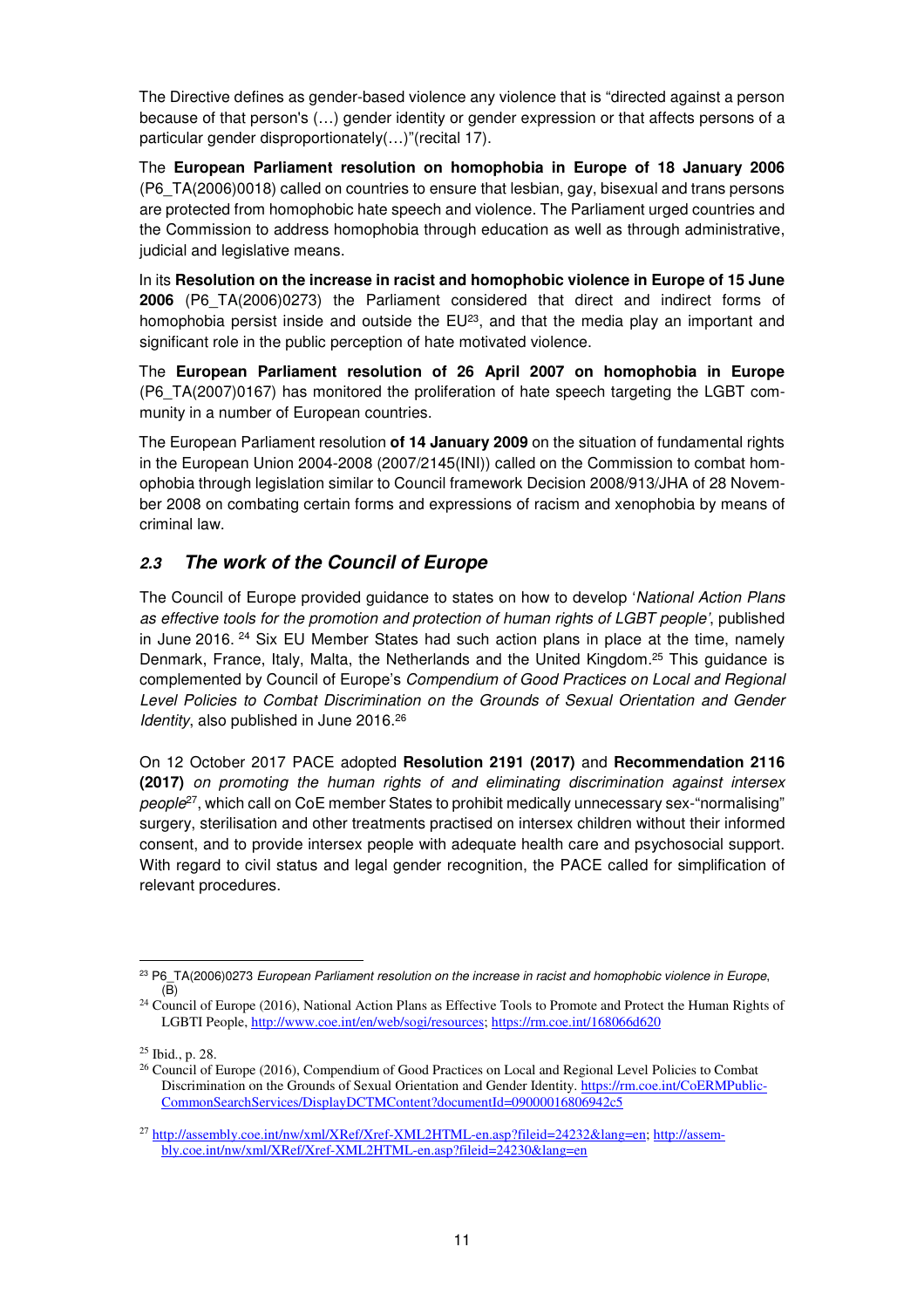The Directive defines as gender-based violence any violence that is "directed against a person because of that person's (…) gender identity or gender expression or that affects persons of a particular gender disproportionately(…)"(recital 17).

The **European Parliament resolution on homophobia in Europe of 18 January 2006** (P6_TA(2006)0018) called on countries to ensure that lesbian, gay, bisexual and trans persons are protected from homophobic hate speech and violence. The Parliament urged countries and the Commission to address homophobia through education as well as through administrative, judicial and legislative means.

In its **Resolution on the increase in racist and homophobic violence in Europe of 15 June 2006** (P6_TA(2006)0273) the Parliament considered that direct and indirect forms of homophobia persist inside and outside the EU[23], and that the media play an important and significant role in the public perception of hate motivated violence.

The **European Parliament resolution of 26 April 2007 on homophobia in Europe** (P6_TA(2007)0167) has monitored the proliferation of hate speech targeting the LGBT community in a number of European countries.

The European Parliament resolution **of 14 January 2009** on the situation of fundamental rights in the European Union 2004-2008 (2007/2145(INI)) called on the Commission to combat homophobia through legislation similar to Council framework Decision 2008/913/JHA of 28 November 2008 on combating certain forms and expressions of racism and xenophobia by means of criminal law.

### *2.3 The work of the Council of Europe*

The Council of Europe provided guidance to states on how to develop '*National Action Plans as effective tools for the promotion and protection of human rights of LGBT people*', published in June 2016. [24] Six EU Member States had such action plans in place at the time, namely Denmark, France, Italy, Malta, the Netherlands and the United Kingdom.[25] This guidance is complemented by Council of Europe's *Compendium of Good Practices on Local and Regional Level Policies to Combat Discrimination on the Grounds of Sexual Orientation and Gender Identity*, also published in June 2016.[26]

On 12 October 2017 PACE adopted **Resolution 2191 (2017)** and **Recommendation 2116 (2017)** *on promoting the human rights of and eliminating discrimination against intersex people*[27], which call on CoE member States to prohibit medically unnecessary sex-"normalising" surgery, sterilisation and other treatments practised on intersex children without their informed consent, and to provide intersex people with adequate health care and psychosocial support. With regard to civil status and legal gender recognition, the PACE called for simplification of relevant procedures.

---

[23] P6_TA(2006)0273 *European Parliament resolution on the increase in racist and homophobic violence in Europe*, (B)

[24] Council of Europe (2016), National Action Plans as Effective Tools to Promote and Protect the Human Rights of LGBTI People, http://www.coe.int/en/web/sogi/resources; https://rm.coe.int/168066d620

[25] Ibid., p. 28.

[26] Council of Europe (2016), Compendium of Good Practices on Local and Regional Level Policies to Combat Discrimination on the Grounds of Sexual Orientation and Gender Identity. https://rm.coe.int/CoERMPublicCommonSearchServices/DisplayDCTMContent?documentId=09000016806942c5

[27] http://assembly.coe.int/nw/xml/XRef/Xref-XML2HTML-en.asp?fileid=24232&lang=en; http://assembly.coe.int/nw/xml/XRef/Xref-XML2HTML-en.asp?fileid=24230&lang=en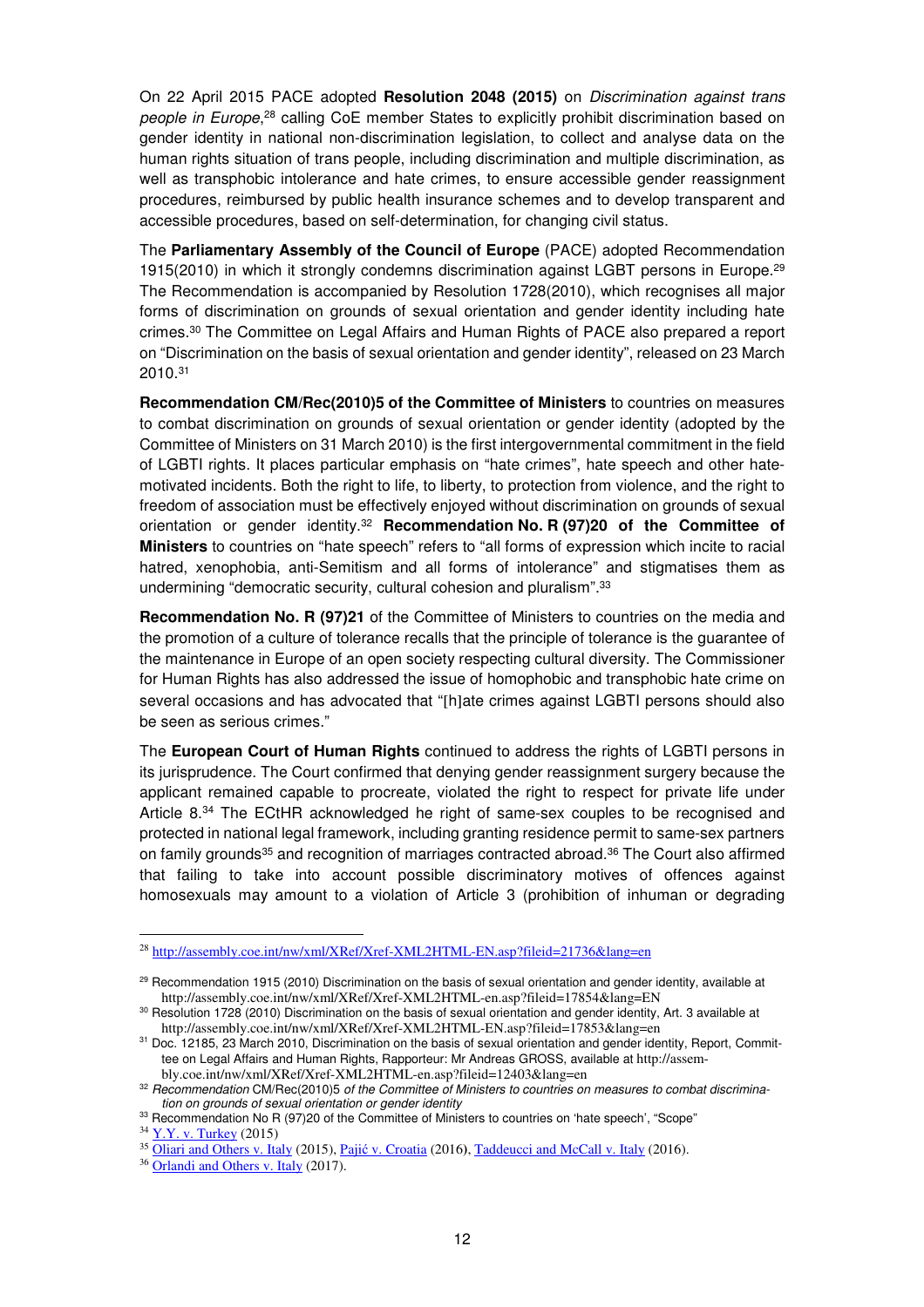On 22 April 2015 PACE adopted **Resolution 2048 (2015)** on *Discrimination against trans people in Europe*,[28] calling CoE member States to explicitly prohibit discrimination based on gender identity in national non-discrimination legislation, to collect and analyse data on the human rights situation of trans people, including discrimination and multiple discrimination, as well as transphobic intolerance and hate crimes, to ensure accessible gender reassignment procedures, reimbursed by public health insurance schemes and to develop transparent and accessible procedures, based on self-determination, for changing civil status.

The **Parliamentary Assembly of the Council of Europe** (PACE) adopted Recommendation 1915(2010) in which it strongly condemns discrimination against LGBT persons in Europe.[29] The Recommendation is accompanied by Resolution 1728(2010), which recognises all major forms of discrimination on grounds of sexual orientation and gender identity including hate crimes.[30] The Committee on Legal Affairs and Human Rights of PACE also prepared a report on "Discrimination on the basis of sexual orientation and gender identity", released on 23 March 2010.[31]

**Recommendation CM/Rec(2010)5 of the Committee of Ministers** to countries on measures to combat discrimination on grounds of sexual orientation or gender identity (adopted by the Committee of Ministers on 31 March 2010) is the first intergovernmental commitment in the field of LGBTI rights. It places particular emphasis on "hate crimes", hate speech and other hate-motivated incidents. Both the right to life, to liberty, to protection from violence, and the right to freedom of association must be effectively enjoyed without discrimination on grounds of sexual orientation or gender identity.[32] **Recommendation No. R (97)20 of the Committee of Ministers** to countries on "hate speech" refers to "all forms of expression which incite to racial hatred, xenophobia, anti-Semitism and all forms of intolerance" and stigmatises them as undermining "democratic security, cultural cohesion and pluralism".[33]

**Recommendation No. R (97)21** of the Committee of Ministers to countries on the media and the promotion of a culture of tolerance recalls that the principle of tolerance is the guarantee of the maintenance in Europe of an open society respecting cultural diversity. The Commissioner for Human Rights has also addressed the issue of homophobic and transphobic hate crime on several occasions and has advocated that "[h]ate crimes against LGBTI persons should also be seen as serious crimes."

The **European Court of Human Rights** continued to address the rights of LGBTI persons in its jurisprudence. The Court confirmed that denying gender reassignment surgery because the applicant remained capable to procreate, violated the right to respect for private life under Article 8.[34] The ECtHR acknowledged he right of same-sex couples to be recognised and protected in national legal framework, including granting residence permit to same-sex partners on family grounds[35] and recognition of marriages contracted abroad.[36] The Court also affirmed that failing to take into account possible discriminatory motives of offences against homosexuals may amount to a violation of Article 3 (prohibition of inhuman or degrading

---

[28] http://assembly.coe.int/nw/xml/XRef/Xref-XML2HTML-EN.asp?fileid=21736&lang=en

[29] Recommendation 1915 (2010) Discrimination on the basis of sexual orientation and gender identity, available at http://assembly.coe.int/nw/xml/XRef/Xref-XML2HTML-en.asp?fileid=17854&lang=EN

[30] Resolution 1728 (2010) Discrimination on the basis of sexual orientation and gender identity, Art. 3 available at http://assembly.coe.int/nw/xml/XRef/Xref-XML2HTML-EN.asp?fileid=17853&lang=en

[31] Doc. 12185, 23 March 2010, Discrimination on the basis of sexual orientation and gender identity, Report, Committee on Legal Affairs and Human Rights, Rapporteur: Mr Andreas GROSS, available at http://assembly.coe.int/nw/xml/XRef/Xref-XML2HTML-en.asp?fileid=12403&lang=en

[32] *Recommendation* CM/Rec(2010)5 *of the Committee of Ministers to countries on measures to combat discrimination on grounds of sexual orientation or gender identity*

[33] Recommendation No R (97)20 of the Committee of Ministers to countries on 'hate speech', "Scope"

[34] Y.Y. v. Turkey (2015)

[35] Oliari and Others v. Italy (2015), Pajić v. Croatia (2016), Taddeucci and McCall v. Italy (2016).

[36] Orlandi and Others v. Italy (2017).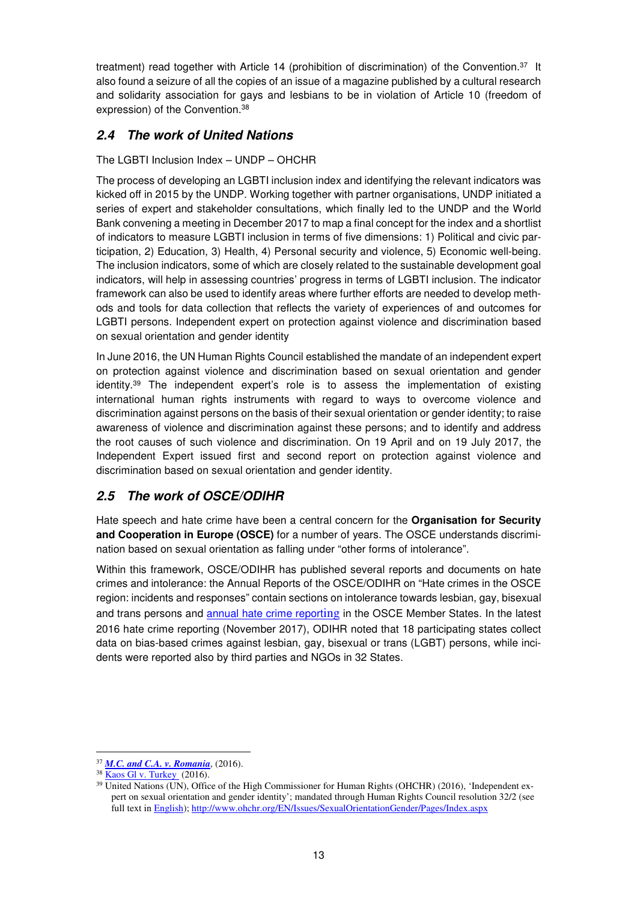treatment) read together with Article 14 (prohibition of discrimination) of the Convention.[37] It also found a seizure of all the copies of an issue of a magazine published by a cultural research and solidarity association for gays and lesbians to be in violation of Article 10 (freedom of expression) of the Convention.[38]

## 2.4 The work of United Nations

The LGBTI Inclusion Index – UNDP – OHCHR

The process of developing an LGBTI inclusion index and identifying the relevant indicators was kicked off in 2015 by the UNDP. Working together with partner organisations, UNDP initiated a series of expert and stakeholder consultations, which finally led to the UNDP and the World Bank convening a meeting in December 2017 to map a final concept for the index and a shortlist of indicators to measure LGBTI inclusion in terms of five dimensions: 1) Political and civic participation, 2) Education, 3) Health, 4) Personal security and violence, 5) Economic well-being. The inclusion indicators, some of which are closely related to the sustainable development goal indicators, will help in assessing countries' progress in terms of LGBTI inclusion. The indicator framework can also be used to identify areas where further efforts are needed to develop methods and tools for data collection that reflects the variety of experiences of and outcomes for LGBTI persons. Independent expert on protection against violence and discrimination based on sexual orientation and gender identity

In June 2016, the UN Human Rights Council established the mandate of an independent expert on protection against violence and discrimination based on sexual orientation and gender identity.[39] The independent expert's role is to assess the implementation of existing international human rights instruments with regard to ways to overcome violence and discrimination against persons on the basis of their sexual orientation or gender identity; to raise awareness of violence and discrimination against these persons; and to identify and address the root causes of such violence and discrimination. On 19 April and on 19 July 2017, the Independent Expert issued first and second report on protection against violence and discrimination based on sexual orientation and gender identity.

## 2.5 The work of OSCE/ODIHR

Hate speech and hate crime have been a central concern for the **Organisation for Security and Cooperation in Europe (OSCE)** for a number of years. The OSCE understands discrimination based on sexual orientation as falling under "other forms of intolerance".

Within this framework, OSCE/ODIHR has published several reports and documents on hate crimes and intolerance: the Annual Reports of the OSCE/ODIHR on "Hate crimes in the OSCE region: incidents and responses" contain sections on intolerance towards lesbian, gay, bisexual and trans persons and annual hate crime reporting in the OSCE Member States. In the latest 2016 hate crime reporting (November 2017), ODIHR noted that 18 participating states collect data on bias-based crimes against lesbian, gay, bisexual or trans (LGBT) persons, while incidents were reported also by third parties and NGOs in 32 States.

---

[37] ***M.C. and C.A. v. Romania***, (2016).

[38] Kaos Gl v. Turkey (2016).

[39] United Nations (UN), Office of the High Commissioner for Human Rights (OHCHR) (2016), 'Independent expert on sexual orientation and gender identity'; mandated through Human Rights Council resolution 32/2 (see full text in English); http://www.ohchr.org/EN/Issues/SexualOrientationGender/Pages/Index.aspx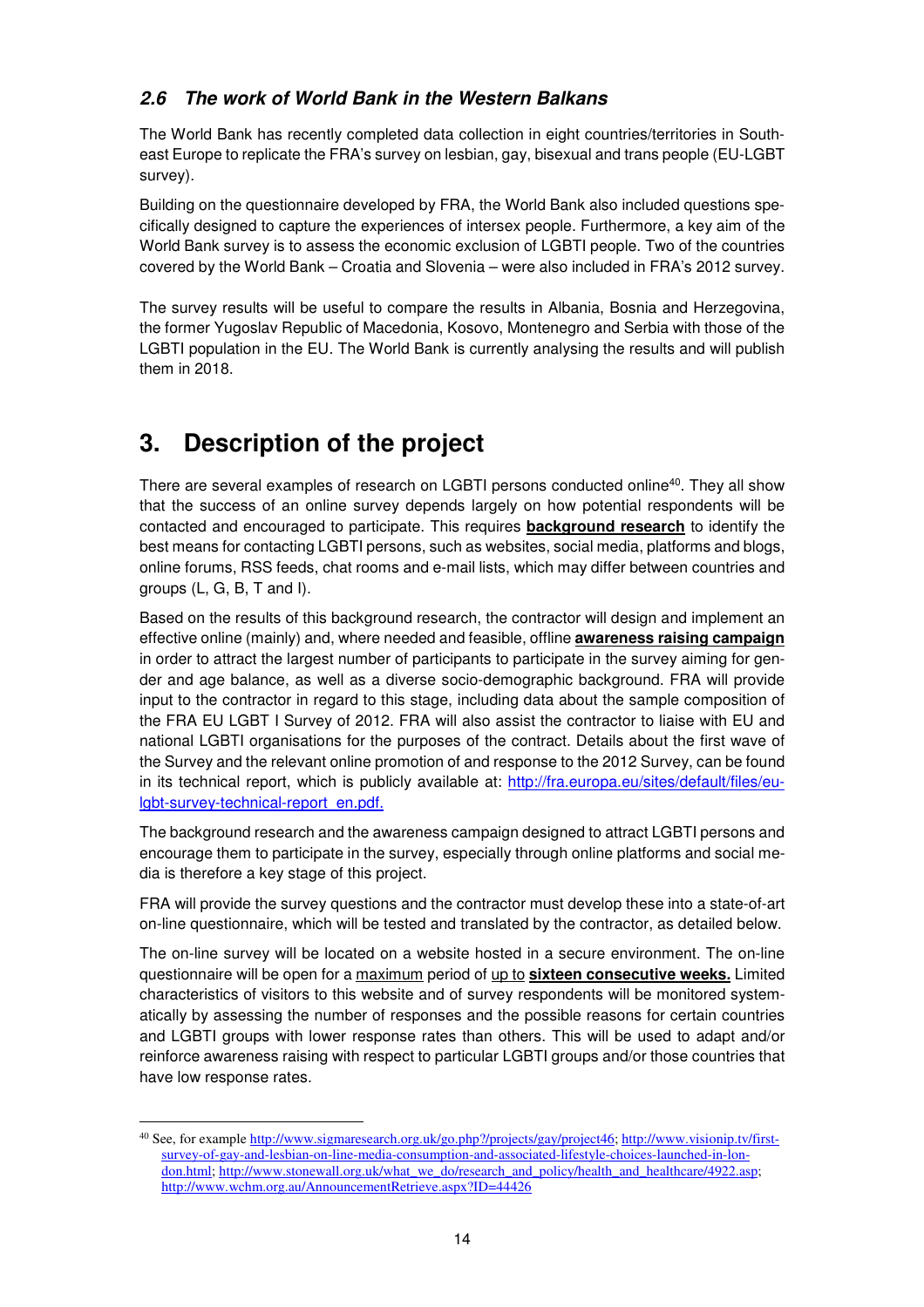### *2.6 The work of World Bank in the Western Balkans*

The World Bank has recently completed data collection in eight countries/territories in South-east Europe to replicate the FRA's survey on lesbian, gay, bisexual and trans people (EU-LGBT survey).

Building on the questionnaire developed by FRA, the World Bank also included questions specifically designed to capture the experiences of intersex people. Furthermore, a key aim of the World Bank survey is to assess the economic exclusion of LGBTI people. Two of the countries covered by the World Bank – Croatia and Slovenia – were also included in FRA's 2012 survey.

The survey results will be useful to compare the results in Albania, Bosnia and Herzegovina, the former Yugoslav Republic of Macedonia, Kosovo, Montenegro and Serbia with those of the LGBTI population in the EU. The World Bank is currently analysing the results and will publish them in 2018.

# 3. Description of the project

There are several examples of research on LGBTI persons conducted online[40]. They all show that the success of an online survey depends largely on how potential respondents will be contacted and encouraged to participate. This requires **background research** to identify the best means for contacting LGBTI persons, such as websites, social media, platforms and blogs, online forums, RSS feeds, chat rooms and e-mail lists, which may differ between countries and groups (L, G, B, T and I).

Based on the results of this background research, the contractor will design and implement an effective online (mainly) and, where needed and feasible, offline **awareness raising campaign** in order to attract the largest number of participants to participate in the survey aiming for gender and age balance, as well as a diverse socio-demographic background. FRA will provide input to the contractor in regard to this stage, including data about the sample composition of the FRA EU LGBT I Survey of 2012. FRA will also assist the contractor to liaise with EU and national LGBTI organisations for the purposes of the contract. Details about the first wave of the Survey and the relevant online promotion of and response to the 2012 Survey, can be found in its technical report, which is publicly available at: http://fra.europa.eu/sites/default/files/eu-lgbt-survey-technical-report_en.pdf.

The background research and the awareness campaign designed to attract LGBTI persons and encourage them to participate in the survey, especially through online platforms and social media is therefore a key stage of this project.

FRA will provide the survey questions and the contractor must develop these into a state-of-art on-line questionnaire, which will be tested and translated by the contractor, as detailed below.

The on-line survey will be located on a website hosted in a secure environment. The on-line questionnaire will be open for a maximum period of up to **sixteen consecutive weeks.** Limited characteristics of visitors to this website and of survey respondents will be monitored systematically by assessing the number of responses and the possible reasons for certain countries and LGBTI groups with lower response rates than others. This will be used to adapt and/or reinforce awareness raising with respect to particular LGBTI groups and/or those countries that have low response rates.

---

[40] See, for example http://www.sigmaresearch.org.uk/go.php?/projects/gay/project46; http://www.visionip.tv/first-survey-of-gay-and-lesbian-on-line-media-consumption-and-associated-lifestyle-choices-launched-in-london.html; http://www.stonewall.org.uk/what_we_do/research_and_policy/health_and_healthcare/4922.asp; http://www.wchm.org.au/AnnouncementRetrieve.aspx?ID=44426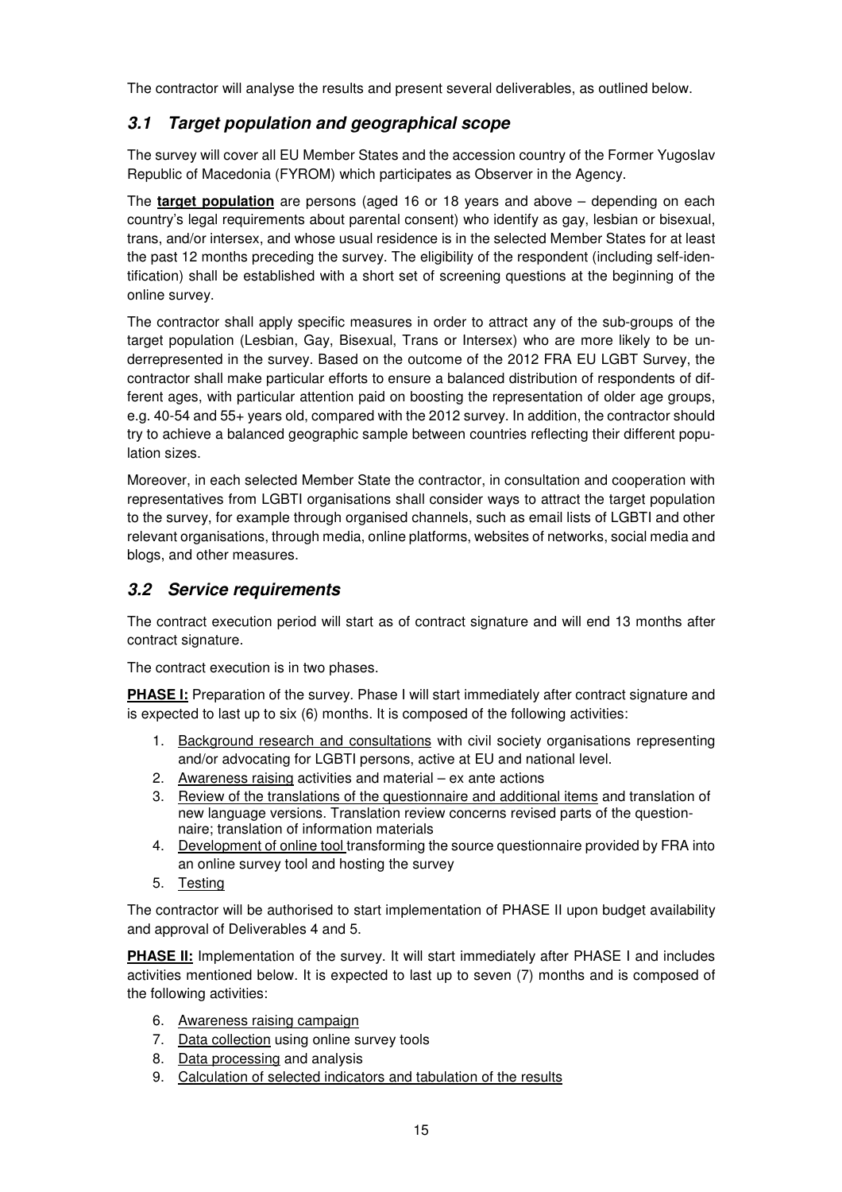The contractor will analyse the results and present several deliverables, as outlined below.

## *3.1 Target population and geographical scope*

The survey will cover all EU Member States and the accession country of the Former Yugoslav Republic of Macedonia (FYROM) which participates as Observer in the Agency.

The **target population** are persons (aged 16 or 18 years and above – depending on each country's legal requirements about parental consent) who identify as gay, lesbian or bisexual, trans, and/or intersex, and whose usual residence is in the selected Member States for at least the past 12 months preceding the survey. The eligibility of the respondent (including self-identification) shall be established with a short set of screening questions at the beginning of the online survey.

The contractor shall apply specific measures in order to attract any of the sub-groups of the target population (Lesbian, Gay, Bisexual, Trans or Intersex) who are more likely to be underrepresented in the survey. Based on the outcome of the 2012 FRA EU LGBT Survey, the contractor shall make particular efforts to ensure a balanced distribution of respondents of different ages, with particular attention paid on boosting the representation of older age groups, e.g. 40-54 and 55+ years old, compared with the 2012 survey. In addition, the contractor should try to achieve a balanced geographic sample between countries reflecting their different population sizes.

Moreover, in each selected Member State the contractor, in consultation and cooperation with representatives from LGBTI organisations shall consider ways to attract the target population to the survey, for example through organised channels, such as email lists of LGBTI and other relevant organisations, through media, online platforms, websites of networks, social media and blogs, and other measures.

## *3.2 Service requirements*

The contract execution period will start as of contract signature and will end 13 months after contract signature.

The contract execution is in two phases.

**PHASE I:** Preparation of the survey. Phase I will start immediately after contract signature and is expected to last up to six (6) months. It is composed of the following activities:

1. Background research and consultations with civil society organisations representing and/or advocating for LGBTI persons, active at EU and national level.
2. Awareness raising activities and material – ex ante actions
3. Review of the translations of the questionnaire and additional items and translation of new language versions. Translation review concerns revised parts of the questionnaire; translation of information materials
4. Development of online tool transforming the source questionnaire provided by FRA into an online survey tool and hosting the survey
5. Testing

The contractor will be authorised to start implementation of PHASE II upon budget availability and approval of Deliverables 4 and 5.

**PHASE II:** Implementation of the survey. It will start immediately after PHASE I and includes activities mentioned below. It is expected to last up to seven (7) months and is composed of the following activities:

6. Awareness raising campaign
7. Data collection using online survey tools
8. Data processing and analysis
9. Calculation of selected indicators and tabulation of the results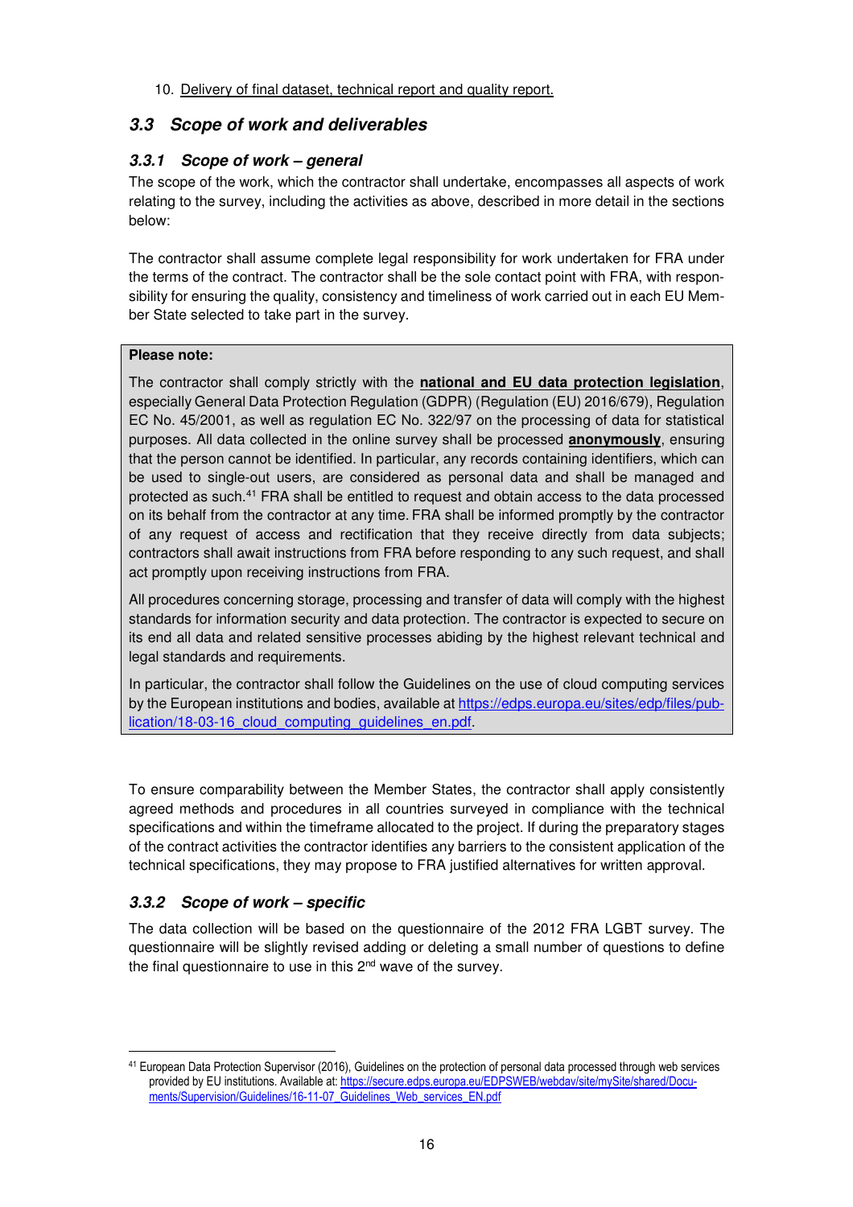10. Delivery of final dataset, technical report and quality report.

## 3.3 Scope of work and deliverables

### 3.3.1 Scope of work – general

The scope of the work, which the contractor shall undertake, encompasses all aspects of work relating to the survey, including the activities as above, described in more detail in the sections below:

The contractor shall assume complete legal responsibility for work undertaken for FRA under the terms of the contract. The contractor shall be the sole contact point with FRA, with responsibility for ensuring the quality, consistency and timeliness of work carried out in each EU Member State selected to take part in the survey.

> **Please note:**
>
> The contractor shall comply strictly with the **national and EU data protection legislation**, especially General Data Protection Regulation (GDPR) (Regulation (EU) 2016/679), Regulation EC No. 45/2001, as well as regulation EC No. 322/97 on the processing of data for statistical purposes. All data collected in the online survey shall be processed **anonymously**, ensuring that the person cannot be identified. In particular, any records containing identifiers, which can be used to single-out users, are considered as personal data and shall be managed and protected as such.[41] FRA shall be entitled to request and obtain access to the data processed on its behalf from the contractor at any time. FRA shall be informed promptly by the contractor of any request of access and rectification that they receive directly from data subjects; contractors shall await instructions from FRA before responding to any such request, and shall act promptly upon receiving instructions from FRA.
>
> All procedures concerning storage, processing and transfer of data will comply with the highest standards for information security and data protection. The contractor is expected to secure on its end all data and related sensitive processes abiding by the highest relevant technical and legal standards and requirements.
>
> In particular, the contractor shall follow the Guidelines on the use of cloud computing services by the European institutions and bodies, available at https://edps.europa.eu/sites/edp/files/publication/18-03-16_cloud_computing_guidelines_en.pdf.

To ensure comparability between the Member States, the contractor shall apply consistently agreed methods and procedures in all countries surveyed in compliance with the technical specifications and within the timeframe allocated to the project. If during the preparatory stages of the contract activities the contractor identifies any barriers to the consistent application of the technical specifications, they may propose to FRA justified alternatives for written approval.

### 3.3.2 Scope of work – specific

The data collection will be based on the questionnaire of the 2012 FRA LGBT survey. The questionnaire will be slightly revised adding or deleting a small number of questions to define the final questionnaire to use in this 2nd wave of the survey.

---

[41] European Data Protection Supervisor (2016), Guidelines on the protection of personal data processed through web services provided by EU institutions. Available at: https://secure.edps.europa.eu/EDPSWEB/webdav/site/mySite/shared/Documents/Supervision/Guidelines/16-11-07_Guidelines_Web_services_EN.pdf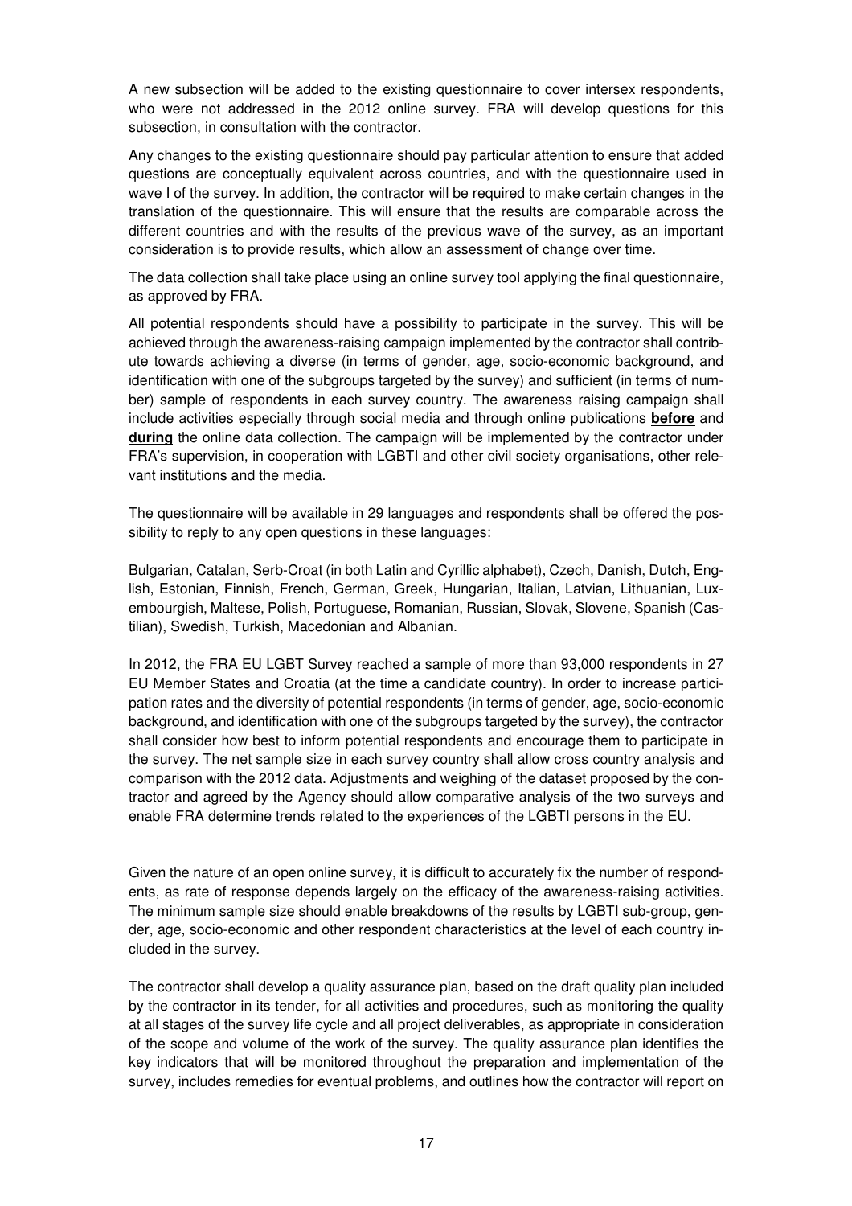A new subsection will be added to the existing questionnaire to cover intersex respondents, who were not addressed in the 2012 online survey. FRA will develop questions for this subsection, in consultation with the contractor.

Any changes to the existing questionnaire should pay particular attention to ensure that added questions are conceptually equivalent across countries, and with the questionnaire used in wave I of the survey. In addition, the contractor will be required to make certain changes in the translation of the questionnaire. This will ensure that the results are comparable across the different countries and with the results of the previous wave of the survey, as an important consideration is to provide results, which allow an assessment of change over time.

The data collection shall take place using an online survey tool applying the final questionnaire, as approved by FRA.

All potential respondents should have a possibility to participate in the survey. This will be achieved through the awareness-raising campaign implemented by the contractor shall contribute towards achieving a diverse (in terms of gender, age, socio-economic background, and identification with one of the subgroups targeted by the survey) and sufficient (in terms of number) sample of respondents in each survey country. The awareness raising campaign shall include activities especially through social media and through online publications **before** and **during** the online data collection. The campaign will be implemented by the contractor under FRA's supervision, in cooperation with LGBTI and other civil society organisations, other relevant institutions and the media.

The questionnaire will be available in 29 languages and respondents shall be offered the possibility to reply to any open questions in these languages:

Bulgarian, Catalan, Serb-Croat (in both Latin and Cyrillic alphabet), Czech, Danish, Dutch, English, Estonian, Finnish, French, German, Greek, Hungarian, Italian, Latvian, Lithuanian, Luxembourgish, Maltese, Polish, Portuguese, Romanian, Russian, Slovak, Slovene, Spanish (Castilian), Swedish, Turkish, Macedonian and Albanian.

In 2012, the FRA EU LGBT Survey reached a sample of more than 93,000 respondents in 27 EU Member States and Croatia (at the time a candidate country). In order to increase participation rates and the diversity of potential respondents (in terms of gender, age, socio-economic background, and identification with one of the subgroups targeted by the survey), the contractor shall consider how best to inform potential respondents and encourage them to participate in the survey. The net sample size in each survey country shall allow cross country analysis and comparison with the 2012 data. Adjustments and weighing of the dataset proposed by the contractor and agreed by the Agency should allow comparative analysis of the two surveys and enable FRA determine trends related to the experiences of the LGBTI persons in the EU.

Given the nature of an open online survey, it is difficult to accurately fix the number of respondents, as rate of response depends largely on the efficacy of the awareness-raising activities. The minimum sample size should enable breakdowns of the results by LGBTI sub-group, gender, age, socio-economic and other respondent characteristics at the level of each country included in the survey.

The contractor shall develop a quality assurance plan, based on the draft quality plan included by the contractor in its tender, for all activities and procedures, such as monitoring the quality at all stages of the survey life cycle and all project deliverables, as appropriate in consideration of the scope and volume of the work of the survey. The quality assurance plan identifies the key indicators that will be monitored throughout the preparation and implementation of the survey, includes remedies for eventual problems, and outlines how the contractor will report on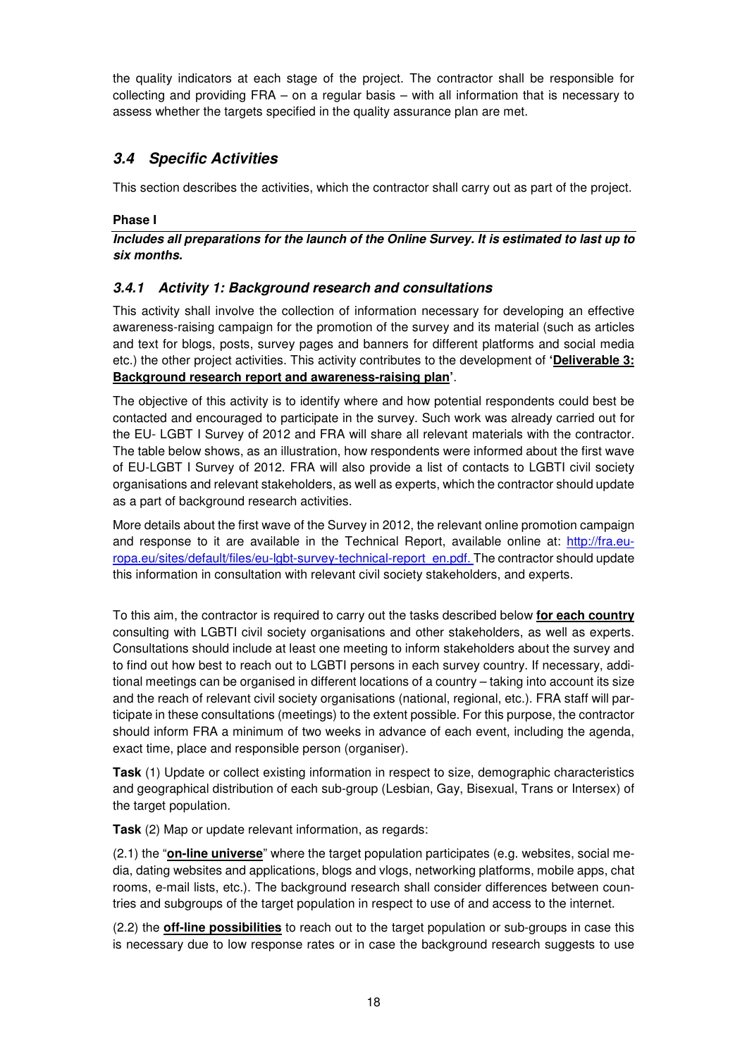the quality indicators at each stage of the project. The contractor shall be responsible for collecting and providing FRA – on a regular basis – with all information that is necessary to assess whether the targets specified in the quality assurance plan are met.

## *3.4 Specific Activities*

This section describes the activities, which the contractor shall carry out as part of the project.

**Phase I**

***Includes all preparations for the launch of the Online Survey. It is estimated to last up to six months.***

### *3.4.1 Activity 1: Background research and consultations*

This activity shall involve the collection of information necessary for developing an effective awareness-raising campaign for the promotion of the survey and its material (such as articles and text for blogs, posts, survey pages and banners for different platforms and social media etc.) the other project activities. This activity contributes to the development of **'Deliverable 3: Background research report and awareness-raising plan'**.

The objective of this activity is to identify where and how potential respondents could best be contacted and encouraged to participate in the survey. Such work was already carried out for the EU- LGBT I Survey of 2012 and FRA will share all relevant materials with the contractor. The table below shows, as an illustration, how respondents were informed about the first wave of EU-LGBT I Survey of 2012. FRA will also provide a list of contacts to LGBTI civil society organisations and relevant stakeholders, as well as experts, which the contractor should update as a part of background research activities.

More details about the first wave of the Survey in 2012, the relevant online promotion campaign and response to it are available in the Technical Report, available online at: http://fra.europa.eu/sites/default/files/eu-lgbt-survey-technical-report_en.pdf. The contractor should update this information in consultation with relevant civil society stakeholders, and experts.

To this aim, the contractor is required to carry out the tasks described below **for each country** consulting with LGBTI civil society organisations and other stakeholders, as well as experts. Consultations should include at least one meeting to inform stakeholders about the survey and to find out how best to reach out to LGBTI persons in each survey country. If necessary, additional meetings can be organised in different locations of a country – taking into account its size and the reach of relevant civil society organisations (national, regional, etc.). FRA staff will participate in these consultations (meetings) to the extent possible. For this purpose, the contractor should inform FRA a minimum of two weeks in advance of each event, including the agenda, exact time, place and responsible person (organiser).

**Task** (1) Update or collect existing information in respect to size, demographic characteristics and geographical distribution of each sub-group (Lesbian, Gay, Bisexual, Trans or Intersex) of the target population.

**Task** (2) Map or update relevant information, as regards:

(2.1) the "**on-line universe**" where the target population participates (e.g. websites, social media, dating websites and applications, blogs and vlogs, networking platforms, mobile apps, chat rooms, e-mail lists, etc.). The background research shall consider differences between countries and subgroups of the target population in respect to use of and access to the internet.

(2.2) the **off-line possibilities** to reach out to the target population or sub-groups in case this is necessary due to low response rates or in case the background research suggests to use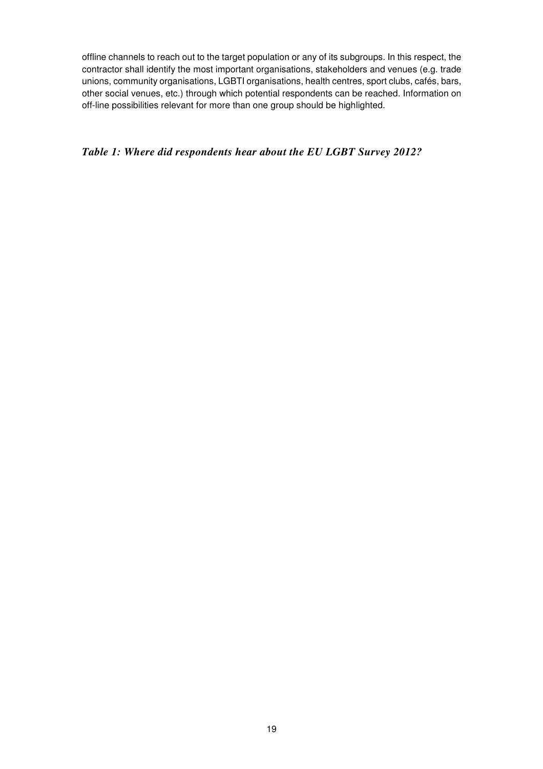offline channels to reach out to the target population or any of its subgroups. In this respect, the contractor shall identify the most important organisations, stakeholders and venues (e.g. trade unions, community organisations, LGBTI organisations, health centres, sport clubs, cafés, bars, other social venues, etc.) through which potential respondents can be reached. Information on off-line possibilities relevant for more than one group should be highlighted.

***Table 1: Where did respondents hear about the EU LGBT Survey 2012?***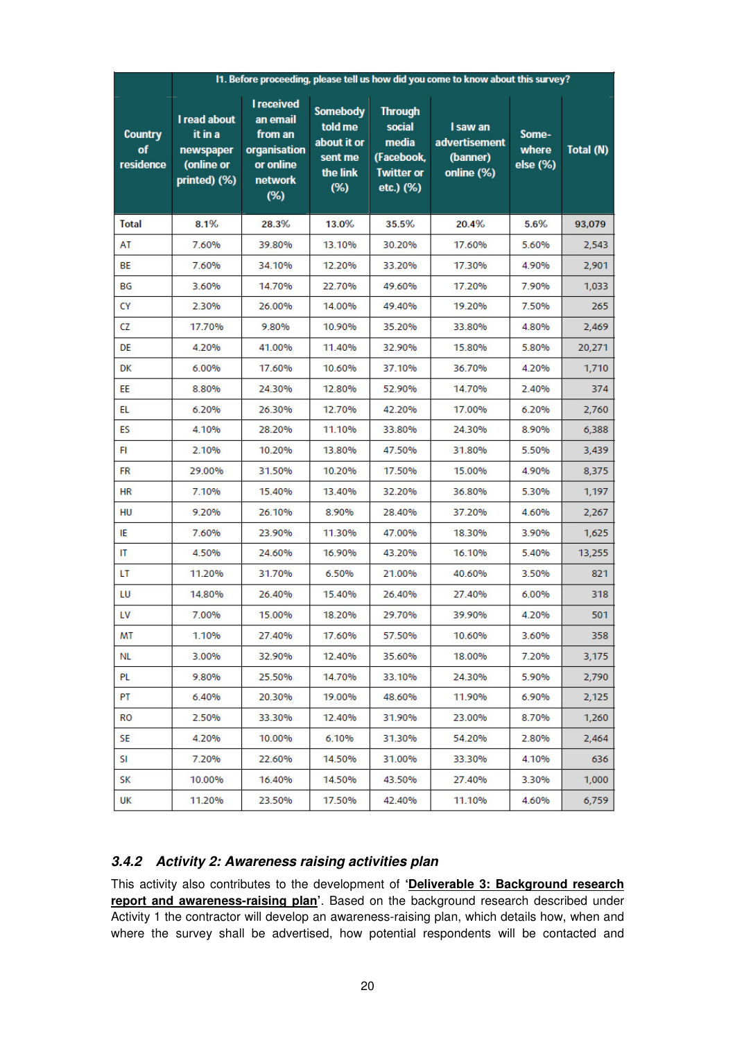| Country of residence | I1. Before proceeding, please tell us how did you come to know about this survey? | | | | | | |
|---|---|---|---|---|---|---|---|
| | I read about it in a newspaper (online or printed) (%) | I received an email from an organisation or online network (%) | Somebody told me about it or sent me the link (%) | Through social media (Facebook, Twitter or etc.) (%) | I saw an advertisement (banner) online (%) | Some-where else (%) | Total (N) |
| **Total** | 8.1% | 28.3% | 13.0% | 35.5% | 20.4% | 5.6% | 93,079 |
| AT | 7.60% | 39.80% | 13.10% | 30.20% | 17.60% | 5.60% | 2,543 |
| BE | 7.60% | 34.10% | 12.20% | 33.20% | 17.30% | 4.90% | 2,901 |
| BG | 3.60% | 14.70% | 22.70% | 49.60% | 17.20% | 7.90% | 1,033 |
| CY | 2.30% | 26.00% | 14.00% | 49.40% | 19.20% | 7.50% | 265 |
| CZ | 17.70% | 9.80% | 10.90% | 35.20% | 33.80% | 4.80% | 2,469 |
| DE | 4.20% | 41.00% | 11.40% | 32.90% | 15.80% | 5.80% | 20,271 |
| DK | 6.00% | 17.60% | 10.60% | 37.10% | 36.70% | 4.20% | 1,710 |
| EE | 8.80% | 24.30% | 12.80% | 52.90% | 14.70% | 2.40% | 374 |
| EL | 6.20% | 26.30% | 12.70% | 42.20% | 17.00% | 6.20% | 2,760 |
| ES | 4.10% | 28.20% | 11.10% | 33.80% | 24.30% | 8.90% | 6,388 |
| FI | 2.10% | 10.20% | 13.80% | 47.50% | 31.80% | 5.50% | 3,439 |
| FR | 29.00% | 31.50% | 10.20% | 17.50% | 15.00% | 4.90% | 8,375 |
| HR | 7.10% | 15.40% | 13.40% | 32.20% | 36.80% | 5.30% | 1,197 |
| HU | 9.20% | 26.10% | 8.90% | 28.40% | 37.20% | 4.60% | 2,267 |
| IE | 7.60% | 23.90% | 11.30% | 47.00% | 18.30% | 3.90% | 1,625 |
| IT | 4.50% | 24.60% | 16.90% | 43.20% | 16.10% | 5.40% | 13,255 |
| LT | 11.20% | 31.70% | 6.50% | 21.00% | 40.60% | 3.50% | 821 |
| LU | 14.80% | 26.40% | 15.40% | 26.40% | 27.40% | 6.00% | 318 |
| LV | 7.00% | 15.00% | 18.20% | 29.70% | 39.90% | 4.20% | 501 |
| MT | 1.10% | 27.40% | 17.60% | 57.50% | 10.60% | 3.60% | 358 |
| NL | 3.00% | 32.90% | 12.40% | 35.60% | 18.00% | 7.20% | 3,175 |
| PL | 9.80% | 25.50% | 14.70% | 33.10% | 24.30% | 5.90% | 2,790 |
| PT | 6.40% | 20.30% | 19.00% | 48.60% | 11.90% | 6.90% | 2,125 |
| RO | 2.50% | 33.30% | 12.40% | 31.90% | 23.00% | 8.70% | 1,260 |
| SE | 4.20% | 10.00% | 6.10% | 31.30% | 54.20% | 2.80% | 2,464 |
| SI | 7.20% | 22.60% | 14.50% | 31.00% | 33.30% | 4.10% | 636 |
| SK | 10.00% | 16.40% | 14.50% | 43.50% | 27.40% | 3.30% | 1,000 |
| UK | 11.20% | 23.50% | 17.50% | 42.40% | 11.10% | 4.60% | 6,759 |

### *3.4.2 Activity 2: Awareness raising activities plan*

This activity also contributes to the development of '**Deliverable 3: Background research report and awareness-raising plan**'. Based on the background research described under Activity 1 the contractor will develop an awareness-raising plan, which details how, when and where the survey shall be advertised, how potential respondents will be contacted and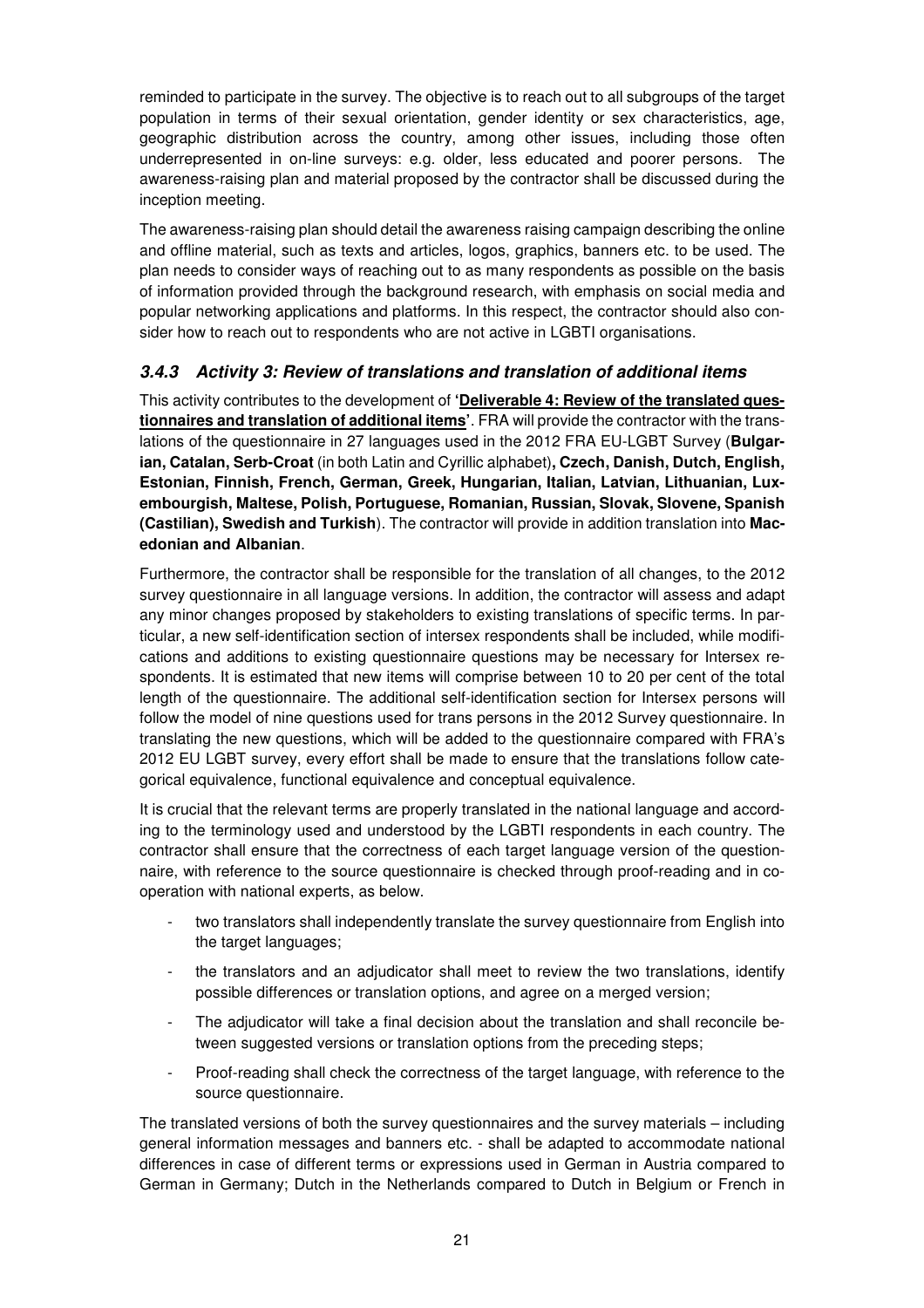reminded to participate in the survey. The objective is to reach out to all subgroups of the target population in terms of their sexual orientation, gender identity or sex characteristics, age, geographic distribution across the country, among other issues, including those often underrepresented in on-line surveys: e.g. older, less educated and poorer persons. The awareness-raising plan and material proposed by the contractor shall be discussed during the inception meeting.

The awareness-raising plan should detail the awareness raising campaign describing the online and offline material, such as texts and articles, logos, graphics, banners etc. to be used. The plan needs to consider ways of reaching out to as many respondents as possible on the basis of information provided through the background research, with emphasis on social media and popular networking applications and platforms. In this respect, the contractor should also consider how to reach out to respondents who are not active in LGBTI organisations.

### *3.4.3 Activity 3: Review of translations and translation of additional items*

This activity contributes to the development of **'Deliverable 4: Review of the translated questionnaires and translation of additional items'**. FRA will provide the contractor with the translations of the questionnaire in 27 languages used in the 2012 FRA EU-LGBT Survey (**Bulgarian, Catalan, Serb-Croat** (in both Latin and Cyrillic alphabet)**, Czech, Danish, Dutch, English, Estonian, Finnish, French, German, Greek, Hungarian, Italian, Latvian, Lithuanian, Luxembourgish, Maltese, Polish, Portuguese, Romanian, Russian, Slovak, Slovene, Spanish (Castilian), Swedish and Turkish**). The contractor will provide in addition translation into **Macedonian and Albanian**.

Furthermore, the contractor shall be responsible for the translation of all changes, to the 2012 survey questionnaire in all language versions. In addition, the contractor will assess and adapt any minor changes proposed by stakeholders to existing translations of specific terms. In particular, a new self-identification section of intersex respondents shall be included, while modifications and additions to existing questionnaire questions may be necessary for Intersex respondents. It is estimated that new items will comprise between 10 to 20 per cent of the total length of the questionnaire. The additional self-identification section for Intersex persons will follow the model of nine questions used for trans persons in the 2012 Survey questionnaire. In translating the new questions, which will be added to the questionnaire compared with FRA's 2012 EU LGBT survey, every effort shall be made to ensure that the translations follow categorical equivalence, functional equivalence and conceptual equivalence.

It is crucial that the relevant terms are properly translated in the national language and according to the terminology used and understood by the LGBTI respondents in each country. The contractor shall ensure that the correctness of each target language version of the questionnaire, with reference to the source questionnaire is checked through proof-reading and in cooperation with national experts, as below.

- two translators shall independently translate the survey questionnaire from English into the target languages;
- the translators and an adjudicator shall meet to review the two translations, identify possible differences or translation options, and agree on a merged version;
- The adjudicator will take a final decision about the translation and shall reconcile between suggested versions or translation options from the preceding steps;
- Proof-reading shall check the correctness of the target language, with reference to the source questionnaire.

The translated versions of both the survey questionnaires and the survey materials – including general information messages and banners etc. - shall be adapted to accommodate national differences in case of different terms or expressions used in German in Austria compared to German in Germany; Dutch in the Netherlands compared to Dutch in Belgium or French in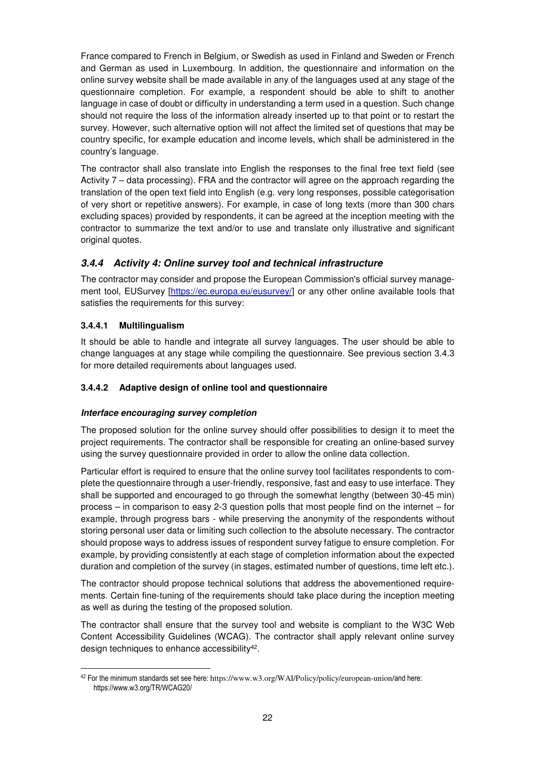France compared to French in Belgium, or Swedish as used in Finland and Sweden or French and German as used in Luxembourg. In addition, the questionnaire and information on the online survey website shall be made available in any of the languages used at any stage of the questionnaire completion. For example, a respondent should be able to shift to another language in case of doubt or difficulty in understanding a term used in a question. Such change should not require the loss of the information already inserted up to that point or to restart the survey. However, such alternative option will not affect the limited set of questions that may be country specific, for example education and income levels, which shall be administered in the country's language.

The contractor shall also translate into English the responses to the final free text field (see Activity 7 – data processing). FRA and the contractor will agree on the approach regarding the translation of the open text field into English (e.g. very long responses, possible categorisation of very short or repetitive answers). For example, in case of long texts (more than 300 chars excluding spaces) provided by respondents, it can be agreed at the inception meeting with the contractor to summarize the text and/or to use and translate only illustrative and significant original quotes.

### 3.4.4 Activity 4: Online survey tool and technical infrastructure

The contractor may consider and propose the European Commission's official survey management tool, EUSurvey [https://ec.europa.eu/eusurvey/] or any other online available tools that satisfies the requirements for this survey:

#### 3.4.4.1 Multilingualism

It should be able to handle and integrate all survey languages. The user should be able to change languages at any stage while compiling the questionnaire. See previous section 3.4.3 for more detailed requirements about languages used.

#### 3.4.4.2 Adaptive design of online tool and questionnaire

***Interface encouraging survey completion***

The proposed solution for the online survey should offer possibilities to design it to meet the project requirements. The contractor shall be responsible for creating an online-based survey using the survey questionnaire provided in order to allow the online data collection.

Particular effort is required to ensure that the online survey tool facilitates respondents to complete the questionnaire through a user-friendly, responsive, fast and easy to use interface. They shall be supported and encouraged to go through the somewhat lengthy (between 30-45 min) process – in comparison to easy 2-3 question polls that most people find on the internet – for example, through progress bars - while preserving the anonymity of the respondents without storing personal user data or limiting such collection to the absolute necessary. The contractor should propose ways to address issues of respondent survey fatigue to ensure completion. For example, by providing consistently at each stage of completion information about the expected duration and completion of the survey (in stages, estimated number of questions, time left etc.).

The contractor should propose technical solutions that address the abovementioned requirements. Certain fine-tuning of the requirements should take place during the inception meeting as well as during the testing of the proposed solution.

The contractor shall ensure that the survey tool and website is compliant to the W3C Web Content Accessibility Guidelines (WCAG). The contractor shall apply relevant online survey design techniques to enhance accessibility[42].

[42] For the minimum standards set see here: https://www.w3.org/WAI/Policy/policy/european-union/and here: https://www.w3.org/TR/WCAG20/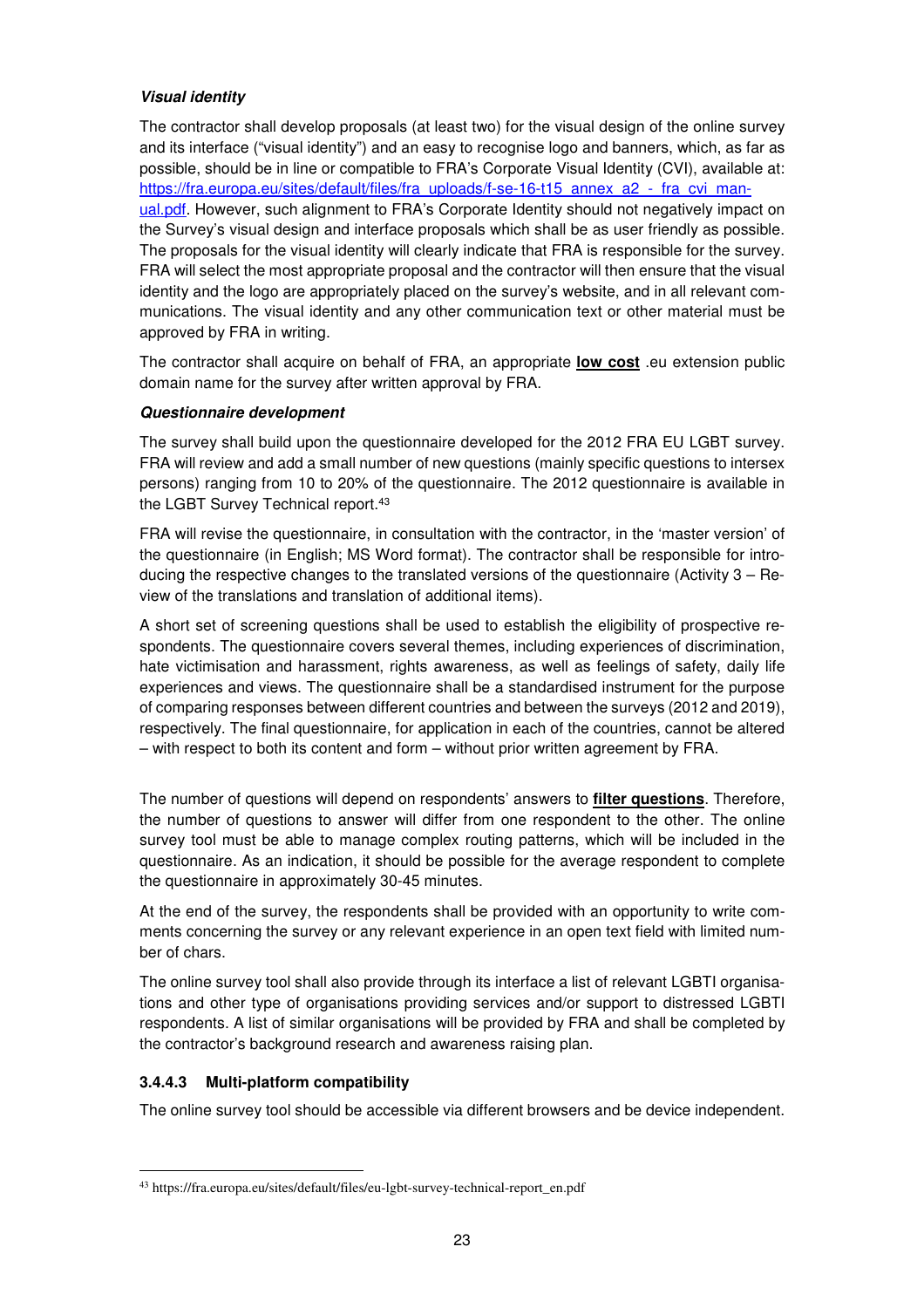***Visual identity***

The contractor shall develop proposals (at least two) for the visual design of the online survey and its interface ("visual identity") and an easy to recognise logo and banners, which, as far as possible, should be in line or compatible to FRA's Corporate Visual Identity (CVI), available at: [https://fra.europa.eu/sites/default/files/fra_uploads/f-se-16-t15_annex_a2_-_fra_cvi_manual.pdf](https://fra.europa.eu/sites/default/files/fra_uploads/f-se-16-t15_annex_a2_-_fra_cvi_manual.pdf). However, such alignment to FRA's Corporate Identity should not negatively impact on the Survey's visual design and interface proposals which shall be as user friendly as possible. The proposals for the visual identity will clearly indicate that FRA is responsible for the survey. FRA will select the most appropriate proposal and the contractor will then ensure that the visual identity and the logo are appropriately placed on the survey's website, and in all relevant communications. The visual identity and any other communication text or other material must be approved by FRA in writing.

The contractor shall acquire on behalf of FRA, an appropriate **low cost** .eu extension public domain name for the survey after written approval by FRA.

***Questionnaire development***

The survey shall build upon the questionnaire developed for the 2012 FRA EU LGBT survey. FRA will review and add a small number of new questions (mainly specific questions to intersex persons) ranging from 10 to 20% of the questionnaire. The 2012 questionnaire is available in the LGBT Survey Technical report.[43]

FRA will revise the questionnaire, in consultation with the contractor, in the 'master version' of the questionnaire (in English; MS Word format). The contractor shall be responsible for introducing the respective changes to the translated versions of the questionnaire (Activity 3 – Review of the translations and translation of additional items).

A short set of screening questions shall be used to establish the eligibility of prospective respondents. The questionnaire covers several themes, including experiences of discrimination, hate victimisation and harassment, rights awareness, as well as feelings of safety, daily life experiences and views. The questionnaire shall be a standardised instrument for the purpose of comparing responses between different countries and between the surveys (2012 and 2019), respectively. The final questionnaire, for application in each of the countries, cannot be altered – with respect to both its content and form – without prior written agreement by FRA.

The number of questions will depend on respondents' answers to **filter questions**. Therefore, the number of questions to answer will differ from one respondent to the other. The online survey tool must be able to manage complex routing patterns, which will be included in the questionnaire. As an indication, it should be possible for the average respondent to complete the questionnaire in approximately 30-45 minutes.

At the end of the survey, the respondents shall be provided with an opportunity to write comments concerning the survey or any relevant experience in an open text field with limited number of chars.

The online survey tool shall also provide through its interface a list of relevant LGBTI organisations and other type of organisations providing services and/or support to distressed LGBTI respondents. A list of similar organisations will be provided by FRA and shall be completed by the contractor's background research and awareness raising plan.

### 3.4.4.3 Multi-platform compatibility

The online survey tool should be accessible via different browsers and be device independent.

---

[43] https://fra.europa.eu/sites/default/files/eu-lgbt-survey-technical-report_en.pdf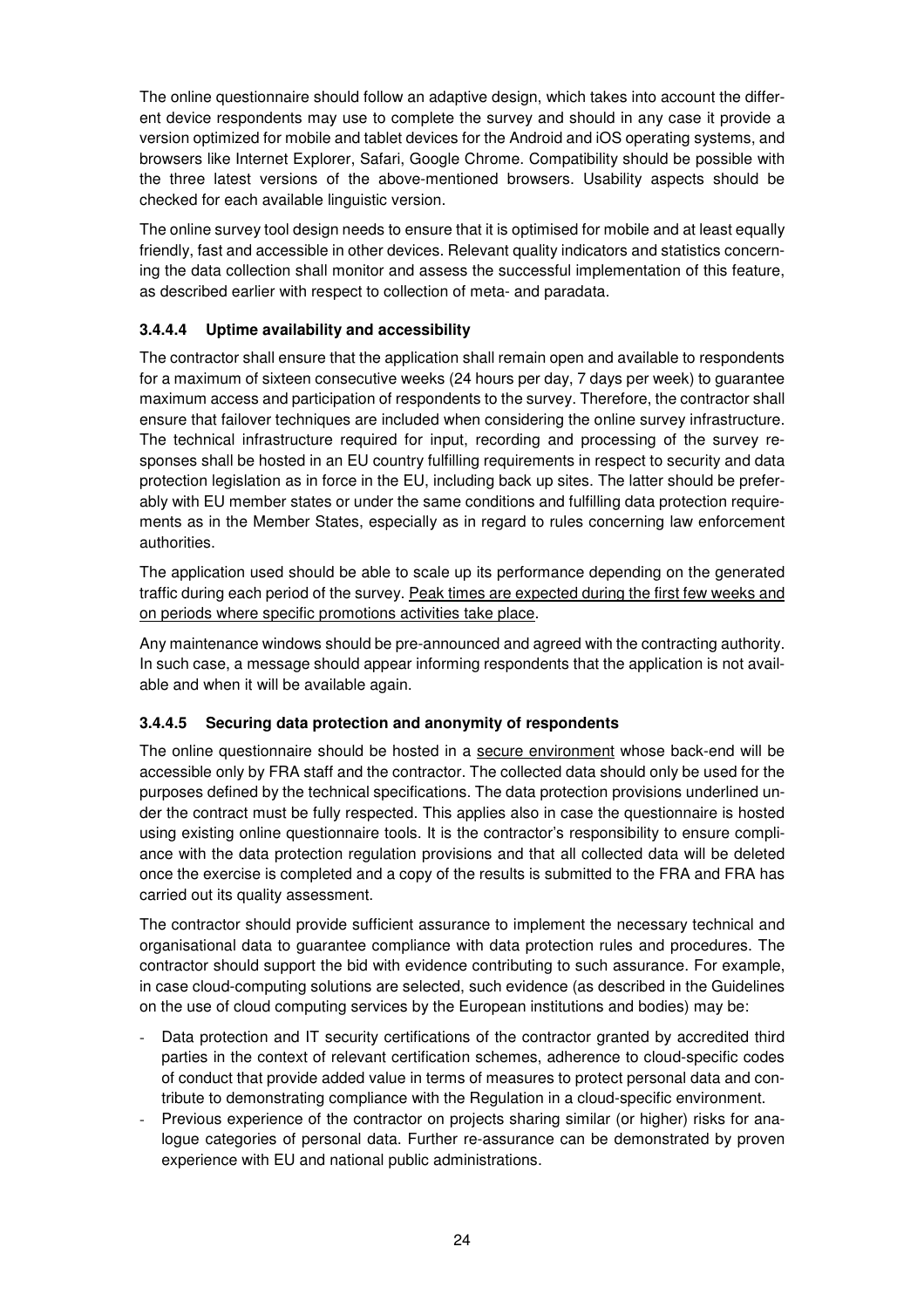The online questionnaire should follow an adaptive design, which takes into account the different device respondents may use to complete the survey and should in any case it provide a version optimized for mobile and tablet devices for the Android and iOS operating systems, and browsers like Internet Explorer, Safari, Google Chrome. Compatibility should be possible with the three latest versions of the above-mentioned browsers. Usability aspects should be checked for each available linguistic version.

The online survey tool design needs to ensure that it is optimised for mobile and at least equally friendly, fast and accessible in other devices. Relevant quality indicators and statistics concerning the data collection shall monitor and assess the successful implementation of this feature, as described earlier with respect to collection of meta- and paradata.

#### 3.4.4.4 Uptime availability and accessibility

The contractor shall ensure that the application shall remain open and available to respondents for a maximum of sixteen consecutive weeks (24 hours per day, 7 days per week) to guarantee maximum access and participation of respondents to the survey. Therefore, the contractor shall ensure that failover techniques are included when considering the online survey infrastructure. The technical infrastructure required for input, recording and processing of the survey responses shall be hosted in an EU country fulfilling requirements in respect to security and data protection legislation as in force in the EU, including back up sites. The latter should be preferably with EU member states or under the same conditions and fulfilling data protection requirements as in the Member States, especially as in regard to rules concerning law enforcement authorities.

The application used should be able to scale up its performance depending on the generated traffic during each period of the survey. <u>Peak times are expected during the first few weeks and on periods where specific promotions activities take place</u>.

Any maintenance windows should be pre-announced and agreed with the contracting authority. In such case, a message should appear informing respondents that the application is not available and when it will be available again.

#### 3.4.4.5 Securing data protection and anonymity of respondents

The online questionnaire should be hosted in a <u>secure environment</u> whose back-end will be accessible only by FRA staff and the contractor. The collected data should only be used for the purposes defined by the technical specifications. The data protection provisions underlined under the contract must be fully respected. This applies also in case the questionnaire is hosted using existing online questionnaire tools. It is the contractor's responsibility to ensure compliance with the data protection regulation provisions and that all collected data will be deleted once the exercise is completed and a copy of the results is submitted to the FRA and FRA has carried out its quality assessment.

The contractor should provide sufficient assurance to implement the necessary technical and organisational data to guarantee compliance with data protection rules and procedures. The contractor should support the bid with evidence contributing to such assurance. For example, in case cloud-computing solutions are selected, such evidence (as described in the Guidelines on the use of cloud computing services by the European institutions and bodies) may be:

- Data protection and IT security certifications of the contractor granted by accredited third parties in the context of relevant certification schemes, adherence to cloud-specific codes of conduct that provide added value in terms of measures to protect personal data and contribute to demonstrating compliance with the Regulation in a cloud-specific environment.
- Previous experience of the contractor on projects sharing similar (or higher) risks for analogue categories of personal data. Further re-assurance can be demonstrated by proven experience with EU and national public administrations.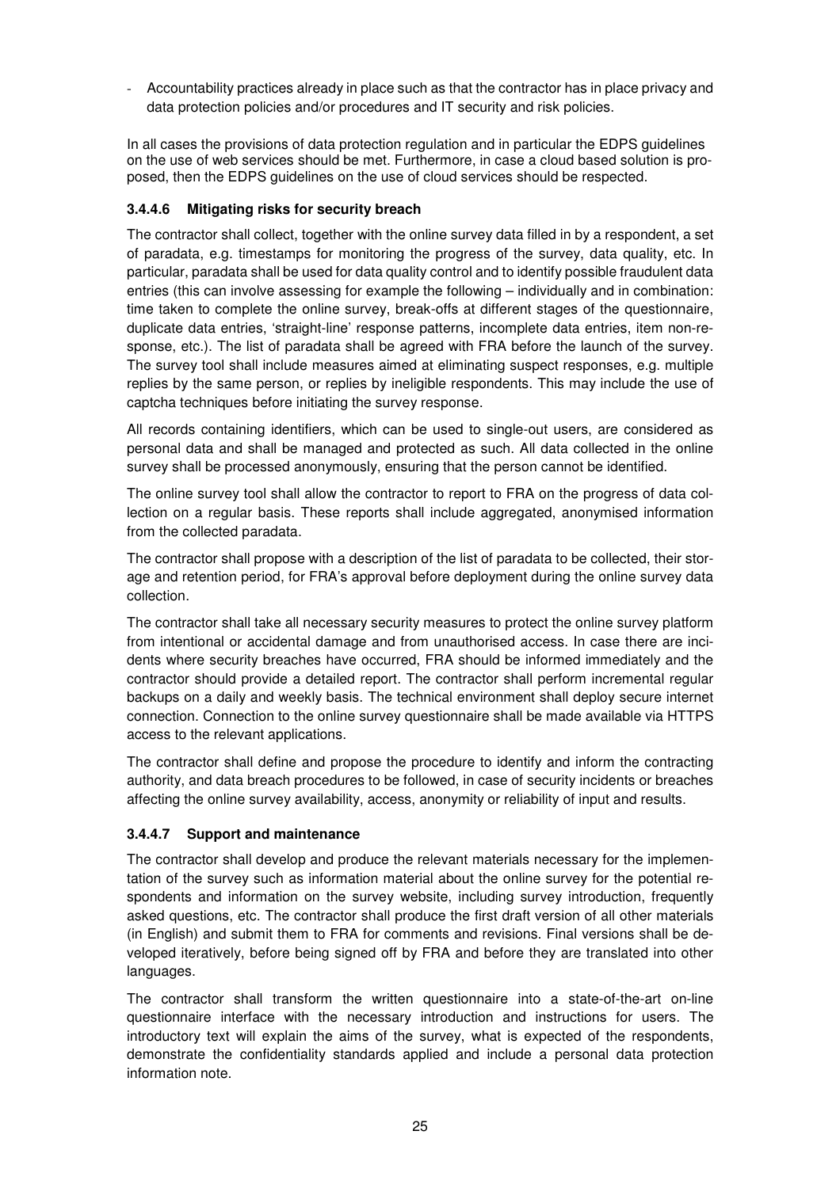- Accountability practices already in place such as that the contractor has in place privacy and data protection policies and/or procedures and IT security and risk policies.

In all cases the provisions of data protection regulation and in particular the EDPS guidelines on the use of web services should be met. Furthermore, in case a cloud based solution is proposed, then the EDPS guidelines on the use of cloud services should be respected.

#### 3.4.4.6 Mitigating risks for security breach

The contractor shall collect, together with the online survey data filled in by a respondent, a set of paradata, e.g. timestamps for monitoring the progress of the survey, data quality, etc. In particular, paradata shall be used for data quality control and to identify possible fraudulent data entries (this can involve assessing for example the following – individually and in combination: time taken to complete the online survey, break-offs at different stages of the questionnaire, duplicate data entries, 'straight-line' response patterns, incomplete data entries, item non-response, etc.). The list of paradata shall be agreed with FRA before the launch of the survey. The survey tool shall include measures aimed at eliminating suspect responses, e.g. multiple replies by the same person, or replies by ineligible respondents. This may include the use of captcha techniques before initiating the survey response.

All records containing identifiers, which can be used to single-out users, are considered as personal data and shall be managed and protected as such. All data collected in the online survey shall be processed anonymously, ensuring that the person cannot be identified.

The online survey tool shall allow the contractor to report to FRA on the progress of data collection on a regular basis. These reports shall include aggregated, anonymised information from the collected paradata.

The contractor shall propose with a description of the list of paradata to be collected, their storage and retention period, for FRA's approval before deployment during the online survey data collection.

The contractor shall take all necessary security measures to protect the online survey platform from intentional or accidental damage and from unauthorised access. In case there are incidents where security breaches have occurred, FRA should be informed immediately and the contractor should provide a detailed report. The contractor shall perform incremental regular backups on a daily and weekly basis. The technical environment shall deploy secure internet connection. Connection to the online survey questionnaire shall be made available via HTTPS access to the relevant applications.

The contractor shall define and propose the procedure to identify and inform the contracting authority, and data breach procedures to be followed, in case of security incidents or breaches affecting the online survey availability, access, anonymity or reliability of input and results.

#### 3.4.4.7 Support and maintenance

The contractor shall develop and produce the relevant materials necessary for the implementation of the survey such as information material about the online survey for the potential respondents and information on the survey website, including survey introduction, frequently asked questions, etc. The contractor shall produce the first draft version of all other materials (in English) and submit them to FRA for comments and revisions. Final versions shall be developed iteratively, before being signed off by FRA and before they are translated into other languages.

The contractor shall transform the written questionnaire into a state-of-the-art on-line questionnaire interface with the necessary introduction and instructions for users. The introductory text will explain the aims of the survey, what is expected of the respondents, demonstrate the confidentiality standards applied and include a personal data protection information note.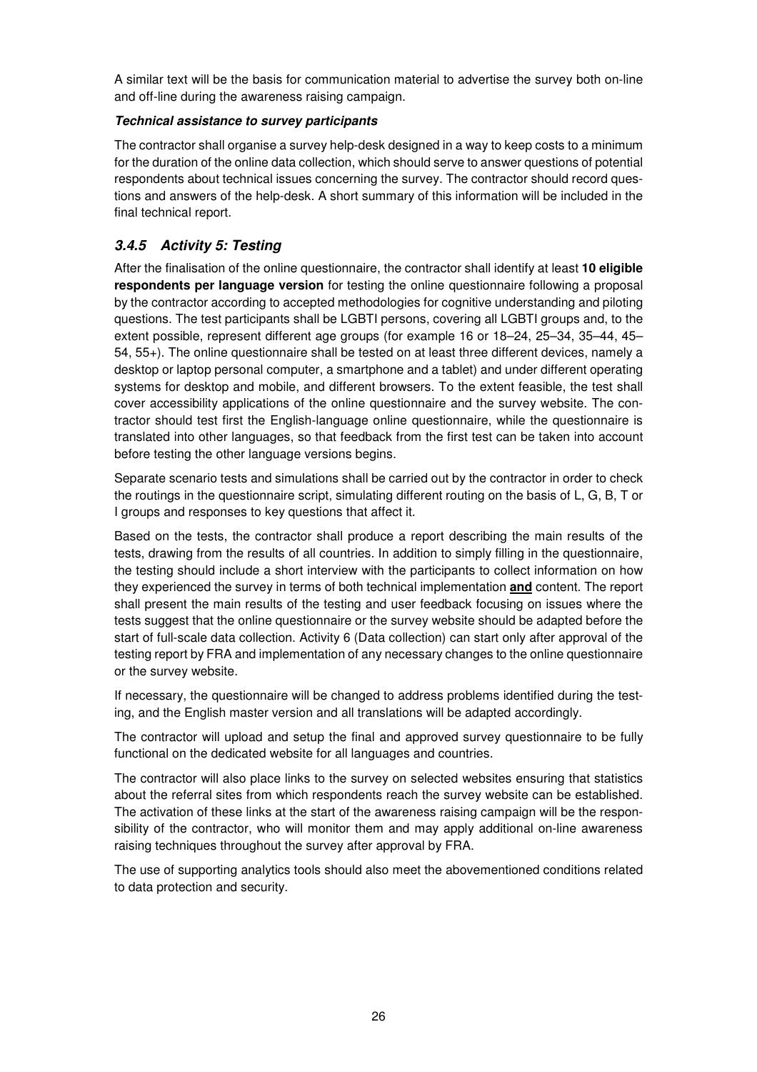A similar text will be the basis for communication material to advertise the survey both on-line and off-line during the awareness raising campaign.

***Technical assistance to survey participants***

The contractor shall organise a survey help-desk designed in a way to keep costs to a minimum for the duration of the online data collection, which should serve to answer questions of potential respondents about technical issues concerning the survey. The contractor should record questions and answers of the help-desk. A short summary of this information will be included in the final technical report.

### *3.4.5 Activity 5: Testing*

After the finalisation of the online questionnaire, the contractor shall identify at least **10 eligible respondents per language version** for testing the online questionnaire following a proposal by the contractor according to accepted methodologies for cognitive understanding and piloting questions. The test participants shall be LGBTI persons, covering all LGBTI groups and, to the extent possible, represent different age groups (for example 16 or 18–24, 25–34, 35–44, 45–54, 55+). The online questionnaire shall be tested on at least three different devices, namely a desktop or laptop personal computer, a smartphone and a tablet) and under different operating systems for desktop and mobile, and different browsers. To the extent feasible, the test shall cover accessibility applications of the online questionnaire and the survey website. The contractor should test first the English-language online questionnaire, while the questionnaire is translated into other languages, so that feedback from the first test can be taken into account before testing the other language versions begins.

Separate scenario tests and simulations shall be carried out by the contractor in order to check the routings in the questionnaire script, simulating different routing on the basis of L, G, B, T or I groups and responses to key questions that affect it.

Based on the tests, the contractor shall produce a report describing the main results of the tests, drawing from the results of all countries. In addition to simply filling in the questionnaire, the testing should include a short interview with the participants to collect information on how they experienced the survey in terms of both technical implementation **<u>and</u>** content. The report shall present the main results of the testing and user feedback focusing on issues where the tests suggest that the online questionnaire or the survey website should be adapted before the start of full-scale data collection. Activity 6 (Data collection) can start only after approval of the testing report by FRA and implementation of any necessary changes to the online questionnaire or the survey website.

If necessary, the questionnaire will be changed to address problems identified during the testing, and the English master version and all translations will be adapted accordingly.

The contractor will upload and setup the final and approved survey questionnaire to be fully functional on the dedicated website for all languages and countries.

The contractor will also place links to the survey on selected websites ensuring that statistics about the referral sites from which respondents reach the survey website can be established. The activation of these links at the start of the awareness raising campaign will be the responsibility of the contractor, who will monitor them and may apply additional on-line awareness raising techniques throughout the survey after approval by FRA.

The use of supporting analytics tools should also meet the abovementioned conditions related to data protection and security.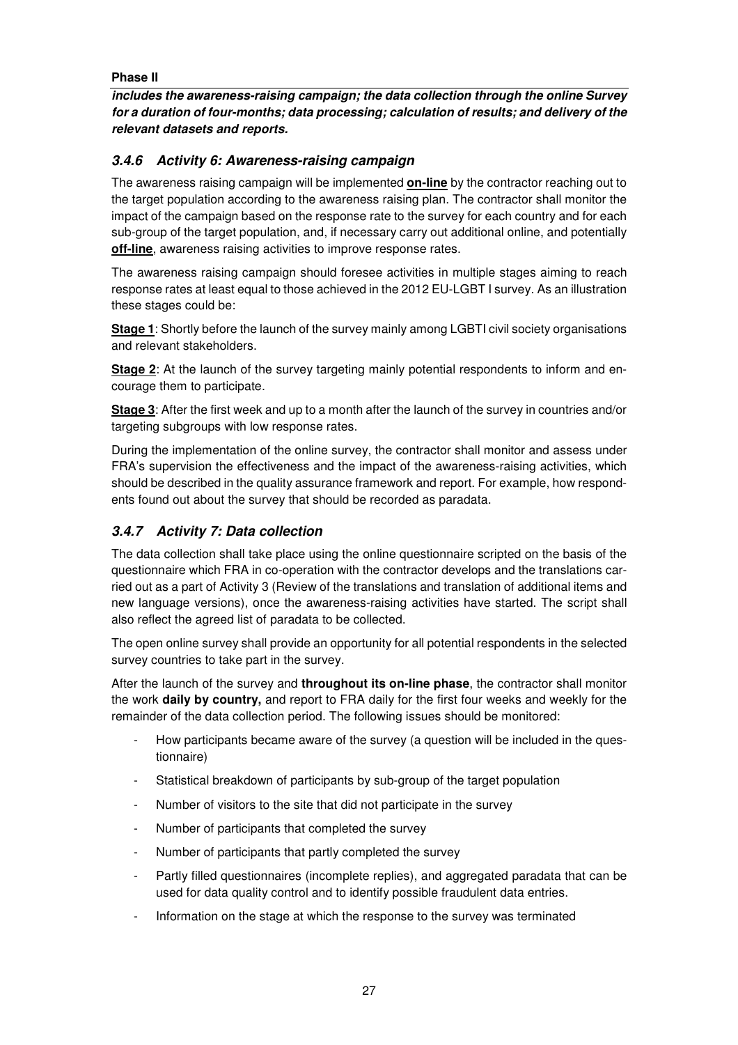**Phase II**

***includes the awareness-raising campaign; the data collection through the online Survey for a duration of four-months; data processing; calculation of results; and delivery of the relevant datasets and reports.***

### *3.4.6 Activity 6: Awareness-raising campaign*

The awareness raising campaign will be implemented **on-line** by the contractor reaching out to the target population according to the awareness raising plan. The contractor shall monitor the impact of the campaign based on the response rate to the survey for each country and for each sub-group of the target population, and, if necessary carry out additional online, and potentially **off-line**, awareness raising activities to improve response rates.

The awareness raising campaign should foresee activities in multiple stages aiming to reach response rates at least equal to those achieved in the 2012 EU-LGBT I survey. As an illustration these stages could be:

**Stage 1**: Shortly before the launch of the survey mainly among LGBTI civil society organisations and relevant stakeholders.

**Stage 2**: At the launch of the survey targeting mainly potential respondents to inform and encourage them to participate.

**Stage 3**: After the first week and up to a month after the launch of the survey in countries and/or targeting subgroups with low response rates.

During the implementation of the online survey, the contractor shall monitor and assess under FRA's supervision the effectiveness and the impact of the awareness-raising activities, which should be described in the quality assurance framework and report. For example, how respondents found out about the survey that should be recorded as paradata.

### *3.4.7 Activity 7: Data collection*

The data collection shall take place using the online questionnaire scripted on the basis of the questionnaire which FRA in co-operation with the contractor develops and the translations carried out as a part of Activity 3 (Review of the translations and translation of additional items and new language versions), once the awareness-raising activities have started. The script shall also reflect the agreed list of paradata to be collected.

The open online survey shall provide an opportunity for all potential respondents in the selected survey countries to take part in the survey.

After the launch of the survey and **throughout its on-line phase**, the contractor shall monitor the work **daily by country,** and report to FRA daily for the first four weeks and weekly for the remainder of the data collection period. The following issues should be monitored:

- How participants became aware of the survey (a question will be included in the questionnaire)
- Statistical breakdown of participants by sub-group of the target population
- Number of visitors to the site that did not participate in the survey
- Number of participants that completed the survey
- Number of participants that partly completed the survey
- Partly filled questionnaires (incomplete replies), and aggregated paradata that can be used for data quality control and to identify possible fraudulent data entries.
- Information on the stage at which the response to the survey was terminated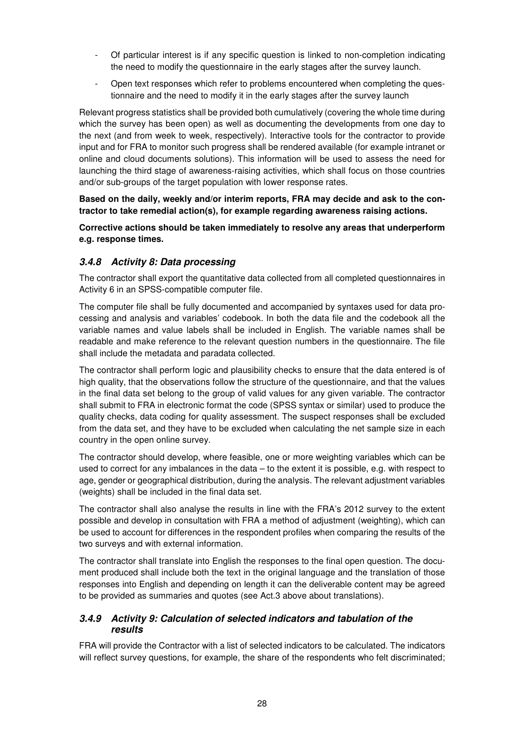- Of particular interest is if any specific question is linked to non-completion indicating the need to modify the questionnaire in the early stages after the survey launch.
- Open text responses which refer to problems encountered when completing the questionnaire and the need to modify it in the early stages after the survey launch

Relevant progress statistics shall be provided both cumulatively (covering the whole time during which the survey has been open) as well as documenting the developments from one day to the next (and from week to week, respectively). Interactive tools for the contractor to provide input and for FRA to monitor such progress shall be rendered available (for example intranet or online and cloud documents solutions). This information will be used to assess the need for launching the third stage of awareness-raising activities, which shall focus on those countries and/or sub-groups of the target population with lower response rates.

**Based on the daily, weekly and/or interim reports, FRA may decide and ask to the contractor to take remedial action(s), for example regarding awareness raising actions.**

**Corrective actions should be taken immediately to resolve any areas that underperform e.g. response times.**

### *3.4.8 Activity 8: Data processing*

The contractor shall export the quantitative data collected from all completed questionnaires in Activity 6 in an SPSS-compatible computer file.

The computer file shall be fully documented and accompanied by syntaxes used for data processing and analysis and variables' codebook. In both the data file and the codebook all the variable names and value labels shall be included in English. The variable names shall be readable and make reference to the relevant question numbers in the questionnaire. The file shall include the metadata and paradata collected.

The contractor shall perform logic and plausibility checks to ensure that the data entered is of high quality, that the observations follow the structure of the questionnaire, and that the values in the final data set belong to the group of valid values for any given variable. The contractor shall submit to FRA in electronic format the code (SPSS syntax or similar) used to produce the quality checks, data coding for quality assessment. The suspect responses shall be excluded from the data set, and they have to be excluded when calculating the net sample size in each country in the open online survey.

The contractor should develop, where feasible, one or more weighting variables which can be used to correct for any imbalances in the data – to the extent it is possible, e.g. with respect to age, gender or geographical distribution, during the analysis. The relevant adjustment variables (weights) shall be included in the final data set.

The contractor shall also analyse the results in line with the FRA's 2012 survey to the extent possible and develop in consultation with FRA a method of adjustment (weighting), which can be used to account for differences in the respondent profiles when comparing the results of the two surveys and with external information.

The contractor shall translate into English the responses to the final open question. The document produced shall include both the text in the original language and the translation of those responses into English and depending on length it can the deliverable content may be agreed to be provided as summaries and quotes (see Act.3 above about translations).

### *3.4.9 Activity 9: Calculation of selected indicators and tabulation of the results*

FRA will provide the Contractor with a list of selected indicators to be calculated. The indicators will reflect survey questions, for example, the share of the respondents who felt discriminated;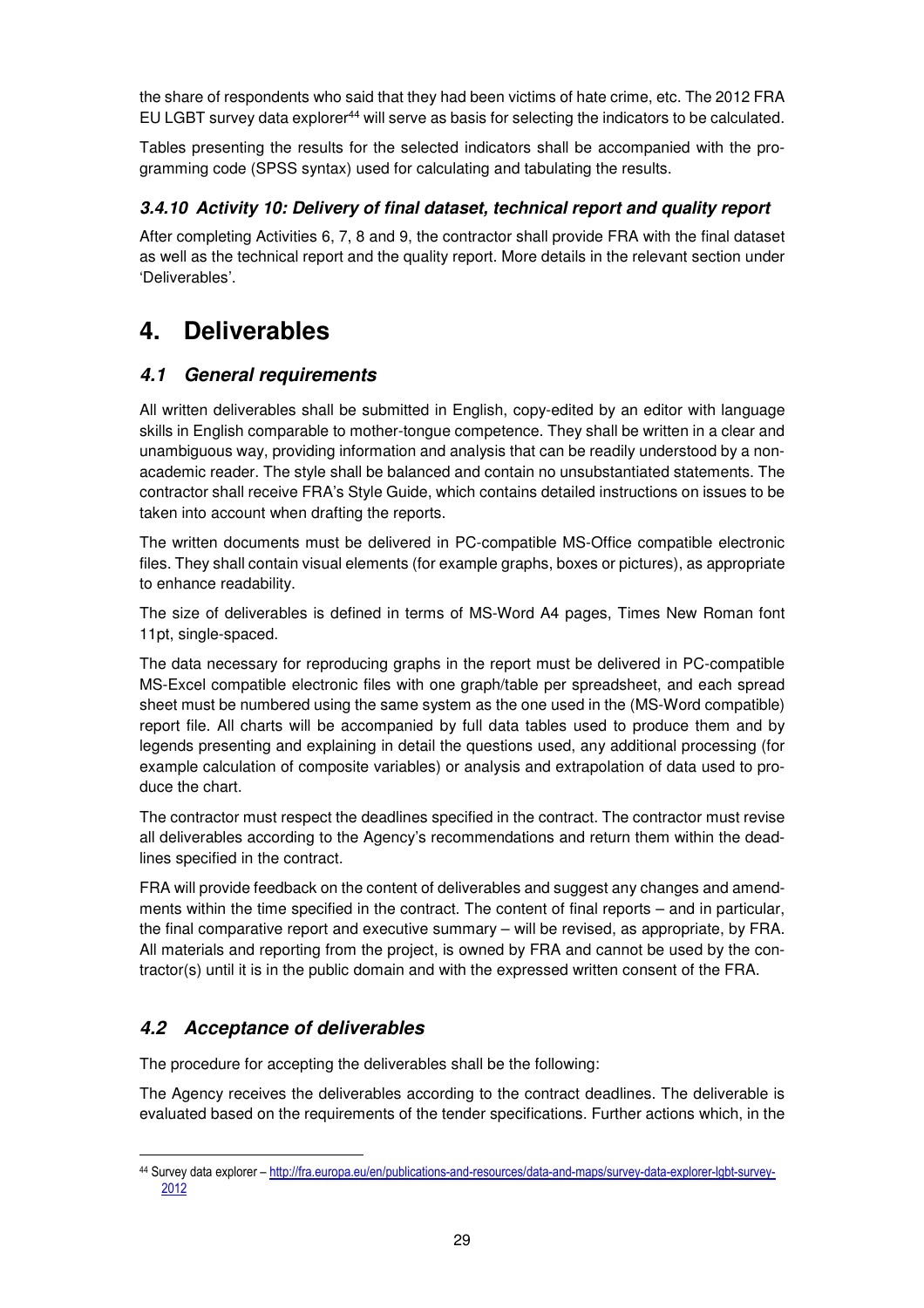the share of respondents who said that they had been victims of hate crime, etc. The 2012 FRA EU LGBT survey data explorer[44] will serve as basis for selecting the indicators to be calculated.

Tables presenting the results for the selected indicators shall be accompanied with the programming code (SPSS syntax) used for calculating and tabulating the results.

### 3.4.10 Activity 10: Delivery of final dataset, technical report and quality report

After completing Activities 6, 7, 8 and 9, the contractor shall provide FRA with the final dataset as well as the technical report and the quality report. More details in the relevant section under 'Deliverables'.

# 4. Deliverables

## 4.1 General requirements

All written deliverables shall be submitted in English, copy-edited by an editor with language skills in English comparable to mother-tongue competence. They shall be written in a clear and unambiguous way, providing information and analysis that can be readily understood by a non-academic reader. The style shall be balanced and contain no unsubstantiated statements. The contractor shall receive FRA's Style Guide, which contains detailed instructions on issues to be taken into account when drafting the reports.

The written documents must be delivered in PC-compatible MS-Office compatible electronic files. They shall contain visual elements (for example graphs, boxes or pictures), as appropriate to enhance readability.

The size of deliverables is defined in terms of MS-Word A4 pages, Times New Roman font 11pt, single-spaced.

The data necessary for reproducing graphs in the report must be delivered in PC-compatible MS-Excel compatible electronic files with one graph/table per spreadsheet, and each spread sheet must be numbered using the same system as the one used in the (MS-Word compatible) report file. All charts will be accompanied by full data tables used to produce them and by legends presenting and explaining in detail the questions used, any additional processing (for example calculation of composite variables) or analysis and extrapolation of data used to produce the chart.

The contractor must respect the deadlines specified in the contract. The contractor must revise all deliverables according to the Agency's recommendations and return them within the deadlines specified in the contract.

FRA will provide feedback on the content of deliverables and suggest any changes and amendments within the time specified in the contract. The content of final reports – and in particular, the final comparative report and executive summary – will be revised, as appropriate, by FRA. All materials and reporting from the project, is owned by FRA and cannot be used by the contractor(s) until it is in the public domain and with the expressed written consent of the FRA.

## 4.2 Acceptance of deliverables

The procedure for accepting the deliverables shall be the following:

The Agency receives the deliverables according to the contract deadlines. The deliverable is evaluated based on the requirements of the tender specifications. Further actions which, in the

[44] Survey data explorer – http://fra.europa.eu/en/publications-and-resources/data-and-maps/survey-data-explorer-lgbt-survey-2012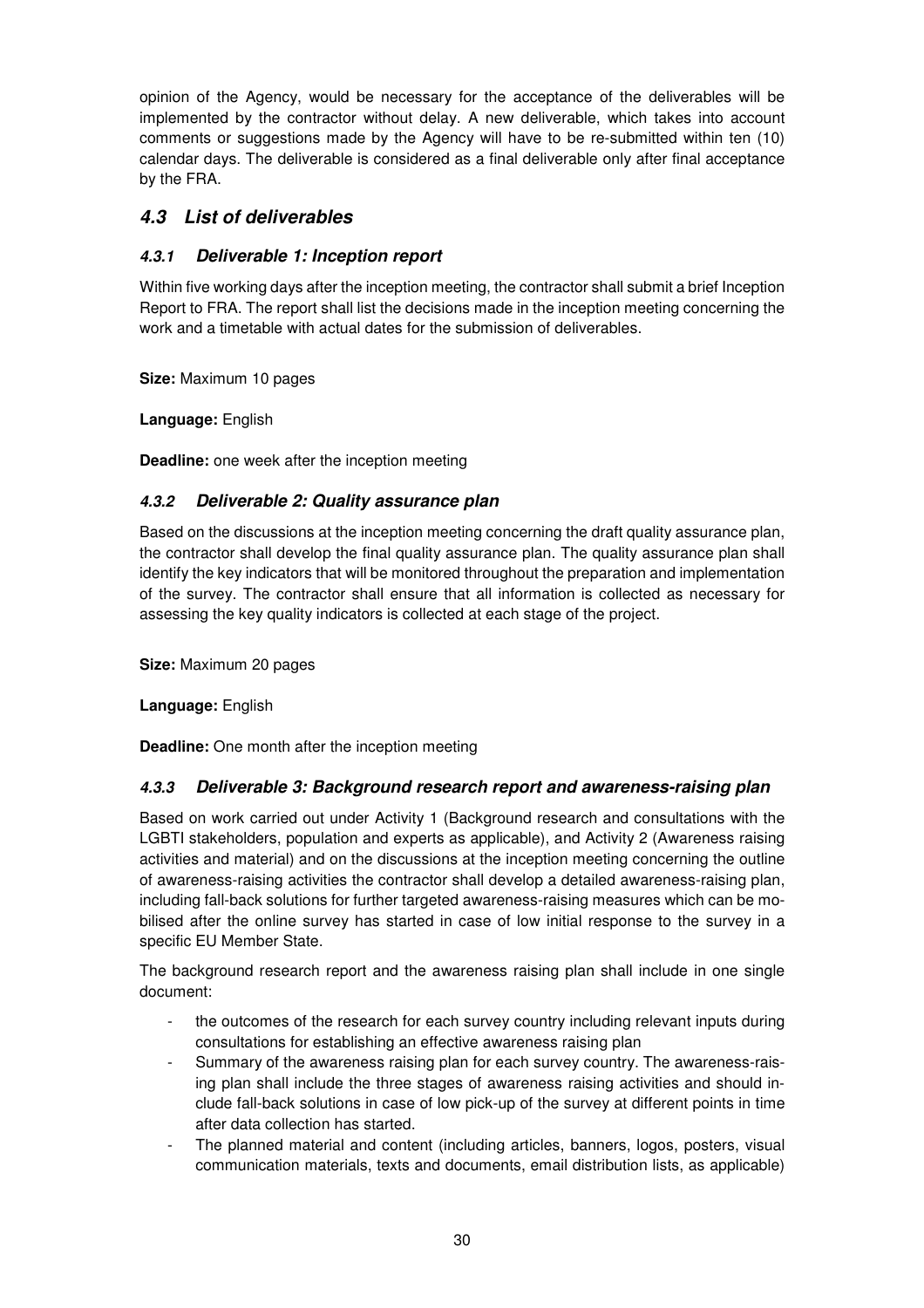opinion of the Agency, would be necessary for the acceptance of the deliverables will be implemented by the contractor without delay. A new deliverable, which takes into account comments or suggestions made by the Agency will have to be re-submitted within ten (10) calendar days. The deliverable is considered as a final deliverable only after final acceptance by the FRA.

## *4.3 List of deliverables*

### *4.3.1 Deliverable 1: Inception report*

Within five working days after the inception meeting, the contractor shall submit a brief Inception Report to FRA. The report shall list the decisions made in the inception meeting concerning the work and a timetable with actual dates for the submission of deliverables.

**Size:** Maximum 10 pages

**Language:** English

**Deadline:** one week after the inception meeting

### *4.3.2 Deliverable 2: Quality assurance plan*

Based on the discussions at the inception meeting concerning the draft quality assurance plan, the contractor shall develop the final quality assurance plan. The quality assurance plan shall identify the key indicators that will be monitored throughout the preparation and implementation of the survey. The contractor shall ensure that all information is collected as necessary for assessing the key quality indicators is collected at each stage of the project.

**Size:** Maximum 20 pages

**Language:** English

**Deadline:** One month after the inception meeting

### *4.3.3 Deliverable 3: Background research report and awareness-raising plan*

Based on work carried out under Activity 1 (Background research and consultations with the LGBTI stakeholders, population and experts as applicable), and Activity 2 (Awareness raising activities and material) and on the discussions at the inception meeting concerning the outline of awareness-raising activities the contractor shall develop a detailed awareness-raising plan, including fall-back solutions for further targeted awareness-raising measures which can be mobilised after the online survey has started in case of low initial response to the survey in a specific EU Member State.

The background research report and the awareness raising plan shall include in one single document:

- the outcomes of the research for each survey country including relevant inputs during consultations for establishing an effective awareness raising plan
- Summary of the awareness raising plan for each survey country. The awareness-raising plan shall include the three stages of awareness raising activities and should include fall-back solutions in case of low pick-up of the survey at different points in time after data collection has started.
- The planned material and content (including articles, banners, logos, posters, visual communication materials, texts and documents, email distribution lists, as applicable)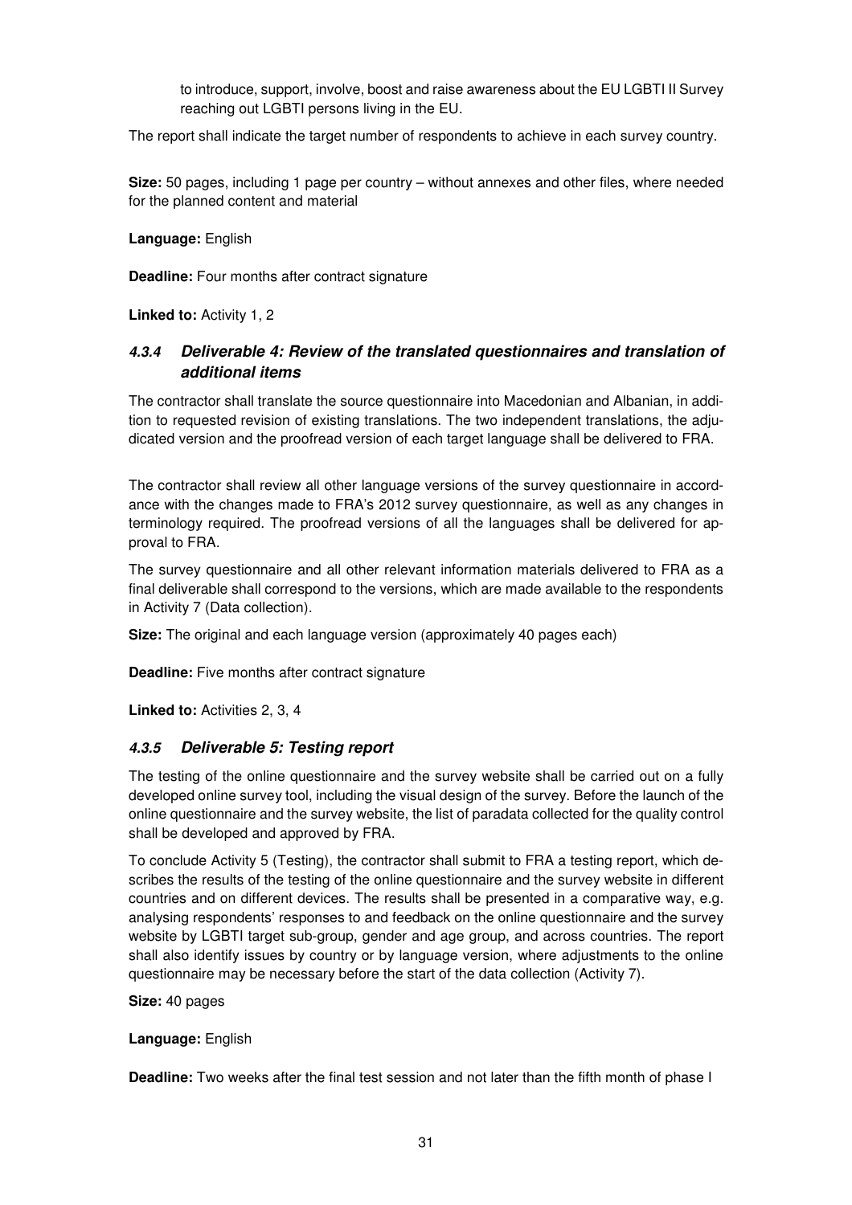to introduce, support, involve, boost and raise awareness about the EU LGBTI II Survey reaching out LGBTI persons living in the EU.

The report shall indicate the target number of respondents to achieve in each survey country.

**Size:** 50 pages, including 1 page per country – without annexes and other files, where needed for the planned content and material

**Language:** English

**Deadline:** Four months after contract signature

**Linked to:** Activity 1, 2

#### *4.3.4 Deliverable 4: Review of the translated questionnaires and translation of additional items*

The contractor shall translate the source questionnaire into Macedonian and Albanian, in addition to requested revision of existing translations. The two independent translations, the adjudicated version and the proofread version of each target language shall be delivered to FRA.

The contractor shall review all other language versions of the survey questionnaire in accordance with the changes made to FRA's 2012 survey questionnaire, as well as any changes in terminology required. The proofread versions of all the languages shall be delivered for approval to FRA.

The survey questionnaire and all other relevant information materials delivered to FRA as a final deliverable shall correspond to the versions, which are made available to the respondents in Activity 7 (Data collection).

**Size:** The original and each language version (approximately 40 pages each)

**Deadline:** Five months after contract signature

**Linked to:** Activities 2, 3, 4

#### *4.3.5 Deliverable 5: Testing report*

The testing of the online questionnaire and the survey website shall be carried out on a fully developed online survey tool, including the visual design of the survey. Before the launch of the online questionnaire and the survey website, the list of paradata collected for the quality control shall be developed and approved by FRA.

To conclude Activity 5 (Testing), the contractor shall submit to FRA a testing report, which describes the results of the testing of the online questionnaire and the survey website in different countries and on different devices. The results shall be presented in a comparative way, e.g. analysing respondents' responses to and feedback on the online questionnaire and the survey website by LGBTI target sub-group, gender and age group, and across countries. The report shall also identify issues by country or by language version, where adjustments to the online questionnaire may be necessary before the start of the data collection (Activity 7).

**Size:** 40 pages

**Language:** English

**Deadline:** Two weeks after the final test session and not later than the fifth month of phase I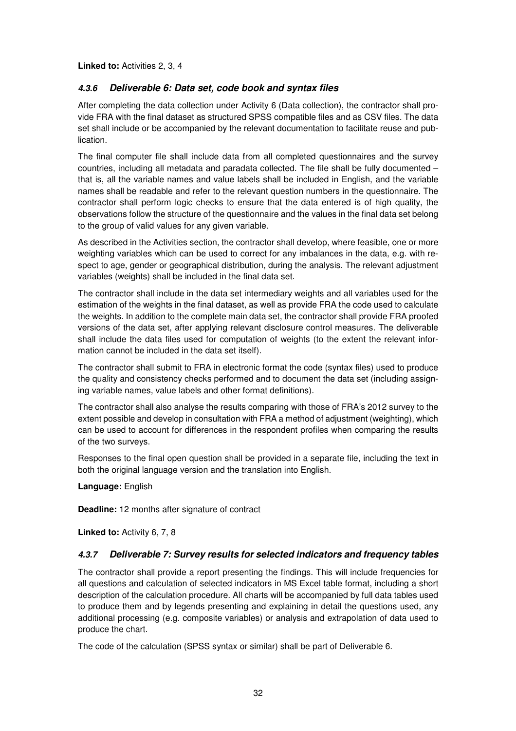**Linked to:** Activities 2, 3, 4

### *4.3.6 Deliverable 6: Data set, code book and syntax files*

After completing the data collection under Activity 6 (Data collection), the contractor shall provide FRA with the final dataset as structured SPSS compatible files and as CSV files. The data set shall include or be accompanied by the relevant documentation to facilitate reuse and publication.

The final computer file shall include data from all completed questionnaires and the survey countries, including all metadata and paradata collected. The file shall be fully documented – that is, all the variable names and value labels shall be included in English, and the variable names shall be readable and refer to the relevant question numbers in the questionnaire. The contractor shall perform logic checks to ensure that the data entered is of high quality, the observations follow the structure of the questionnaire and the values in the final data set belong to the group of valid values for any given variable.

As described in the Activities section, the contractor shall develop, where feasible, one or more weighting variables which can be used to correct for any imbalances in the data, e.g. with respect to age, gender or geographical distribution, during the analysis. The relevant adjustment variables (weights) shall be included in the final data set.

The contractor shall include in the data set intermediary weights and all variables used for the estimation of the weights in the final dataset, as well as provide FRA the code used to calculate the weights. In addition to the complete main data set, the contractor shall provide FRA proofed versions of the data set, after applying relevant disclosure control measures. The deliverable shall include the data files used for computation of weights (to the extent the relevant information cannot be included in the data set itself).

The contractor shall submit to FRA in electronic format the code (syntax files) used to produce the quality and consistency checks performed and to document the data set (including assigning variable names, value labels and other format definitions).

The contractor shall also analyse the results comparing with those of FRA's 2012 survey to the extent possible and develop in consultation with FRA a method of adjustment (weighting), which can be used to account for differences in the respondent profiles when comparing the results of the two surveys.

Responses to the final open question shall be provided in a separate file, including the text in both the original language version and the translation into English.

**Language:** English

**Deadline:** 12 months after signature of contract

**Linked to:** Activity 6, 7, 8

### *4.3.7 Deliverable 7: Survey results for selected indicators and frequency tables*

The contractor shall provide a report presenting the findings. This will include frequencies for all questions and calculation of selected indicators in MS Excel table format, including a short description of the calculation procedure. All charts will be accompanied by full data tables used to produce them and by legends presenting and explaining in detail the questions used, any additional processing (e.g. composite variables) or analysis and extrapolation of data used to produce the chart.

The code of the calculation (SPSS syntax or similar) shall be part of Deliverable 6.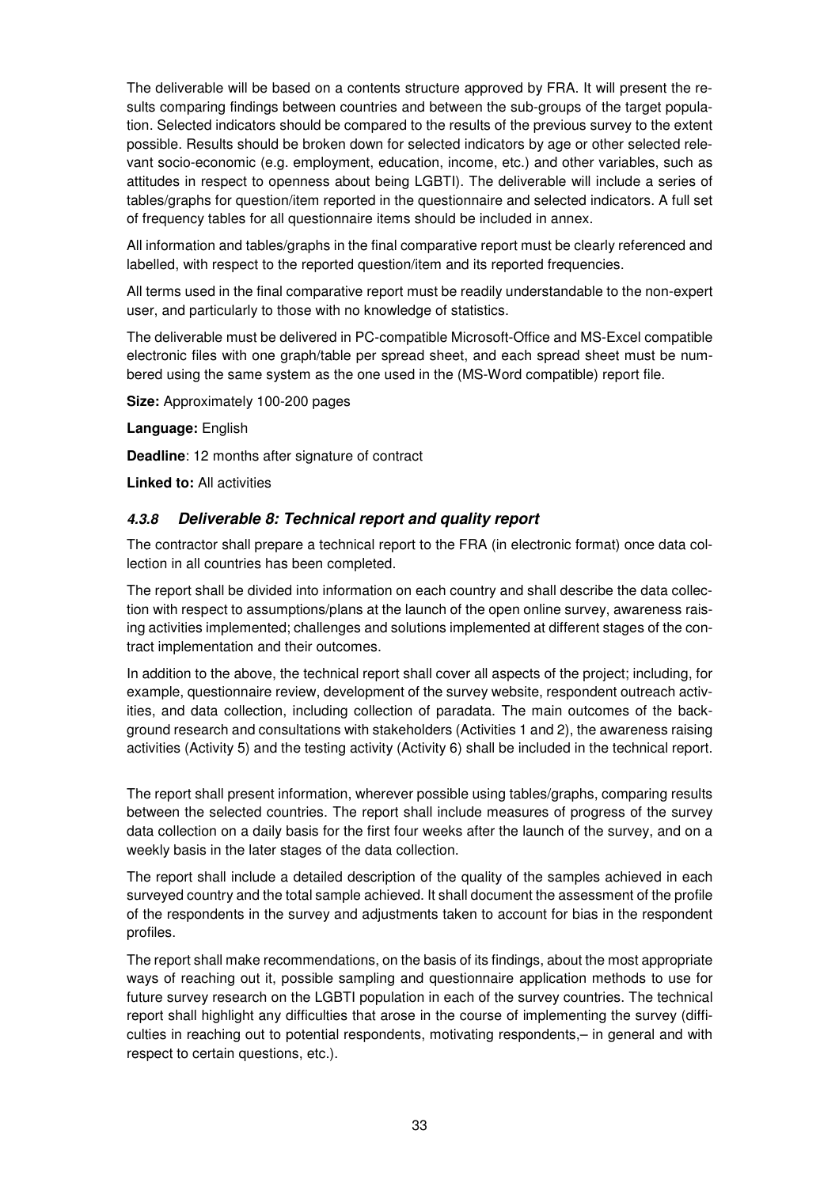The deliverable will be based on a contents structure approved by FRA. It will present the results comparing findings between countries and between the sub-groups of the target population. Selected indicators should be compared to the results of the previous survey to the extent possible. Results should be broken down for selected indicators by age or other selected relevant socio-economic (e.g. employment, education, income, etc.) and other variables, such as attitudes in respect to openness about being LGBTI). The deliverable will include a series of tables/graphs for question/item reported in the questionnaire and selected indicators. A full set of frequency tables for all questionnaire items should be included in annex.

All information and tables/graphs in the final comparative report must be clearly referenced and labelled, with respect to the reported question/item and its reported frequencies.

All terms used in the final comparative report must be readily understandable to the non-expert user, and particularly to those with no knowledge of statistics.

The deliverable must be delivered in PC-compatible Microsoft-Office and MS-Excel compatible electronic files with one graph/table per spread sheet, and each spread sheet must be numbered using the same system as the one used in the (MS-Word compatible) report file.

**Size:** Approximately 100-200 pages

**Language:** English

**Deadline**: 12 months after signature of contract

**Linked to:** All activities

#### *4.3.8 Deliverable 8: Technical report and quality report*

The contractor shall prepare a technical report to the FRA (in electronic format) once data collection in all countries has been completed.

The report shall be divided into information on each country and shall describe the data collection with respect to assumptions/plans at the launch of the open online survey, awareness raising activities implemented; challenges and solutions implemented at different stages of the contract implementation and their outcomes.

In addition to the above, the technical report shall cover all aspects of the project; including, for example, questionnaire review, development of the survey website, respondent outreach activities, and data collection, including collection of paradata. The main outcomes of the background research and consultations with stakeholders (Activities 1 and 2), the awareness raising activities (Activity 5) and the testing activity (Activity 6) shall be included in the technical report.

The report shall present information, wherever possible using tables/graphs, comparing results between the selected countries. The report shall include measures of progress of the survey data collection on a daily basis for the first four weeks after the launch of the survey, and on a weekly basis in the later stages of the data collection.

The report shall include a detailed description of the quality of the samples achieved in each surveyed country and the total sample achieved. It shall document the assessment of the profile of the respondents in the survey and adjustments taken to account for bias in the respondent profiles.

The report shall make recommendations, on the basis of its findings, about the most appropriate ways of reaching out it, possible sampling and questionnaire application methods to use for future survey research on the LGBTI population in each of the survey countries. The technical report shall highlight any difficulties that arose in the course of implementing the survey (difficulties in reaching out to potential respondents, motivating respondents,– in general and with respect to certain questions, etc.).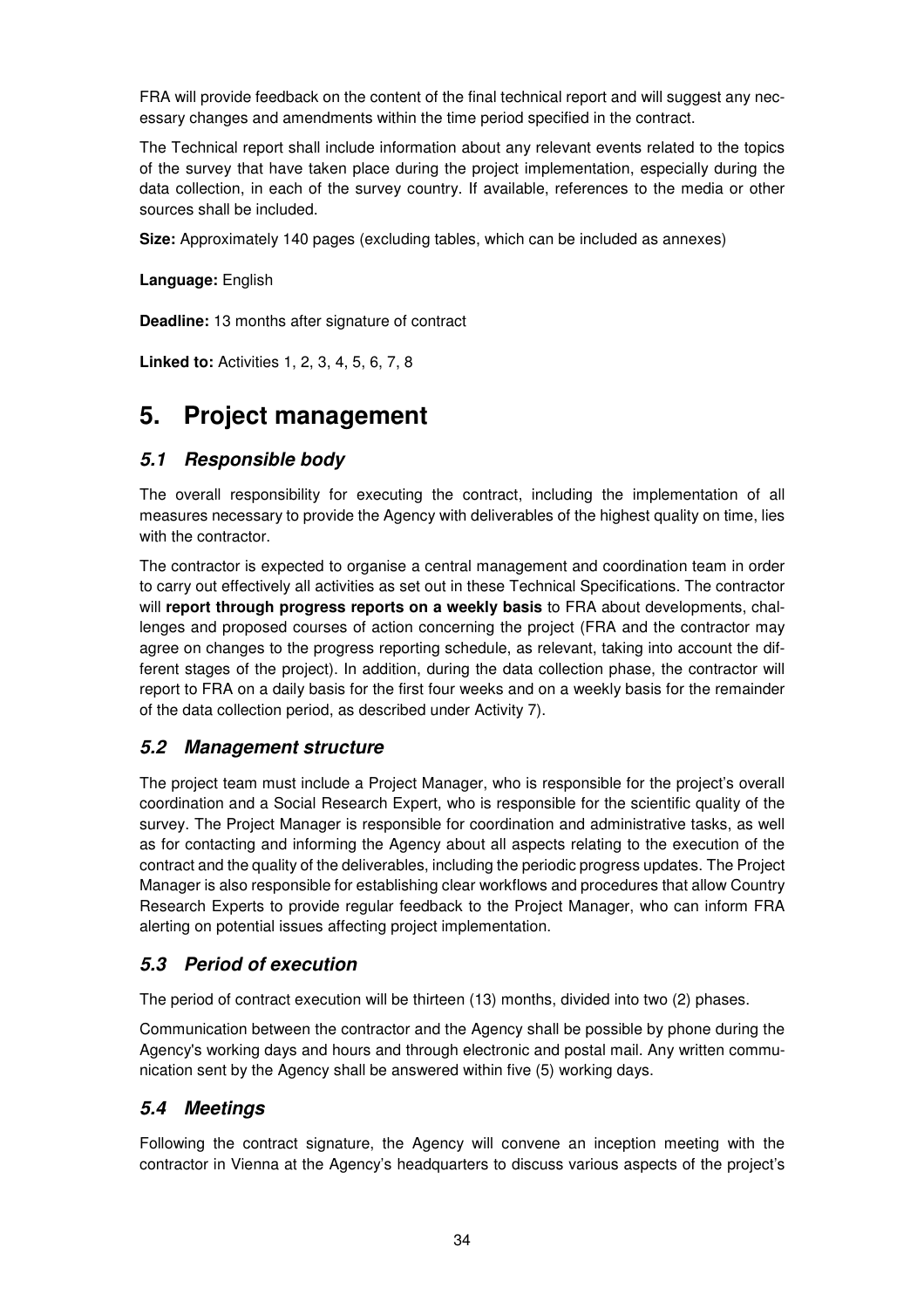FRA will provide feedback on the content of the final technical report and will suggest any necessary changes and amendments within the time period specified in the contract.

The Technical report shall include information about any relevant events related to the topics of the survey that have taken place during the project implementation, especially during the data collection, in each of the survey country. If available, references to the media or other sources shall be included.

**Size:** Approximately 140 pages (excluding tables, which can be included as annexes)

**Language:** English

**Deadline:** 13 months after signature of contract

**Linked to:** Activities 1, 2, 3, 4, 5, 6, 7, 8

# 5. Project management

## *5.1 Responsible body*

The overall responsibility for executing the contract, including the implementation of all measures necessary to provide the Agency with deliverables of the highest quality on time, lies with the contractor.

The contractor is expected to organise a central management and coordination team in order to carry out effectively all activities as set out in these Technical Specifications. The contractor will **report through progress reports on a weekly basis** to FRA about developments, challenges and proposed courses of action concerning the project (FRA and the contractor may agree on changes to the progress reporting schedule, as relevant, taking into account the different stages of the project). In addition, during the data collection phase, the contractor will report to FRA on a daily basis for the first four weeks and on a weekly basis for the remainder of the data collection period, as described under Activity 7).

## *5.2 Management structure*

The project team must include a Project Manager, who is responsible for the project's overall coordination and a Social Research Expert, who is responsible for the scientific quality of the survey. The Project Manager is responsible for coordination and administrative tasks, as well as for contacting and informing the Agency about all aspects relating to the execution of the contract and the quality of the deliverables, including the periodic progress updates. The Project Manager is also responsible for establishing clear workflows and procedures that allow Country Research Experts to provide regular feedback to the Project Manager, who can inform FRA alerting on potential issues affecting project implementation.

## *5.3 Period of execution*

The period of contract execution will be thirteen (13) months, divided into two (2) phases.

Communication between the contractor and the Agency shall be possible by phone during the Agency's working days and hours and through electronic and postal mail. Any written communication sent by the Agency shall be answered within five (5) working days.

## *5.4 Meetings*

Following the contract signature, the Agency will convene an inception meeting with the contractor in Vienna at the Agency's headquarters to discuss various aspects of the project's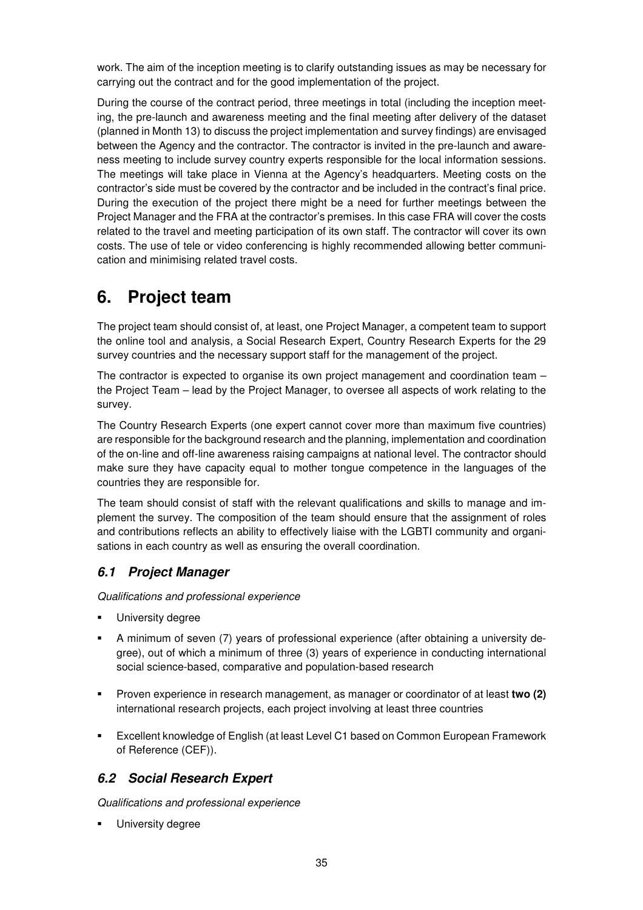work. The aim of the inception meeting is to clarify outstanding issues as may be necessary for carrying out the contract and for the good implementation of the project.

During the course of the contract period, three meetings in total (including the inception meeting, the pre-launch and awareness meeting and the final meeting after delivery of the dataset (planned in Month 13) to discuss the project implementation and survey findings) are envisaged between the Agency and the contractor. The contractor is invited in the pre-launch and awareness meeting to include survey country experts responsible for the local information sessions. The meetings will take place in Vienna at the Agency's headquarters. Meeting costs on the contractor's side must be covered by the contractor and be included in the contract's final price. During the execution of the project there might be a need for further meetings between the Project Manager and the FRA at the contractor's premises. In this case FRA will cover the costs related to the travel and meeting participation of its own staff. The contractor will cover its own costs. The use of tele or video conferencing is highly recommended allowing better communication and minimising related travel costs.

# 6. Project team

The project team should consist of, at least, one Project Manager, a competent team to support the online tool and analysis, a Social Research Expert, Country Research Experts for the 29 survey countries and the necessary support staff for the management of the project.

The contractor is expected to organise its own project management and coordination team – the Project Team – lead by the Project Manager, to oversee all aspects of work relating to the survey.

The Country Research Experts (one expert cannot cover more than maximum five countries) are responsible for the background research and the planning, implementation and coordination of the on-line and off-line awareness raising campaigns at national level. The contractor should make sure they have capacity equal to mother tongue competence in the languages of the countries they are responsible for.

The team should consist of staff with the relevant qualifications and skills to manage and implement the survey. The composition of the team should ensure that the assignment of roles and contributions reflects an ability to effectively liaise with the LGBTI community and organisations in each country as well as ensuring the overall coordination.

## *6.1 Project Manager*

*Qualifications and professional experience*

- University degree
- A minimum of seven (7) years of professional experience (after obtaining a university degree), out of which a minimum of three (3) years of experience in conducting international social science-based, comparative and population-based research
- Proven experience in research management, as manager or coordinator of at least **two (2)** international research projects, each project involving at least three countries
- Excellent knowledge of English (at least Level C1 based on Common European Framework of Reference (CEF)).

## *6.2 Social Research Expert*

*Qualifications and professional experience*

- University degree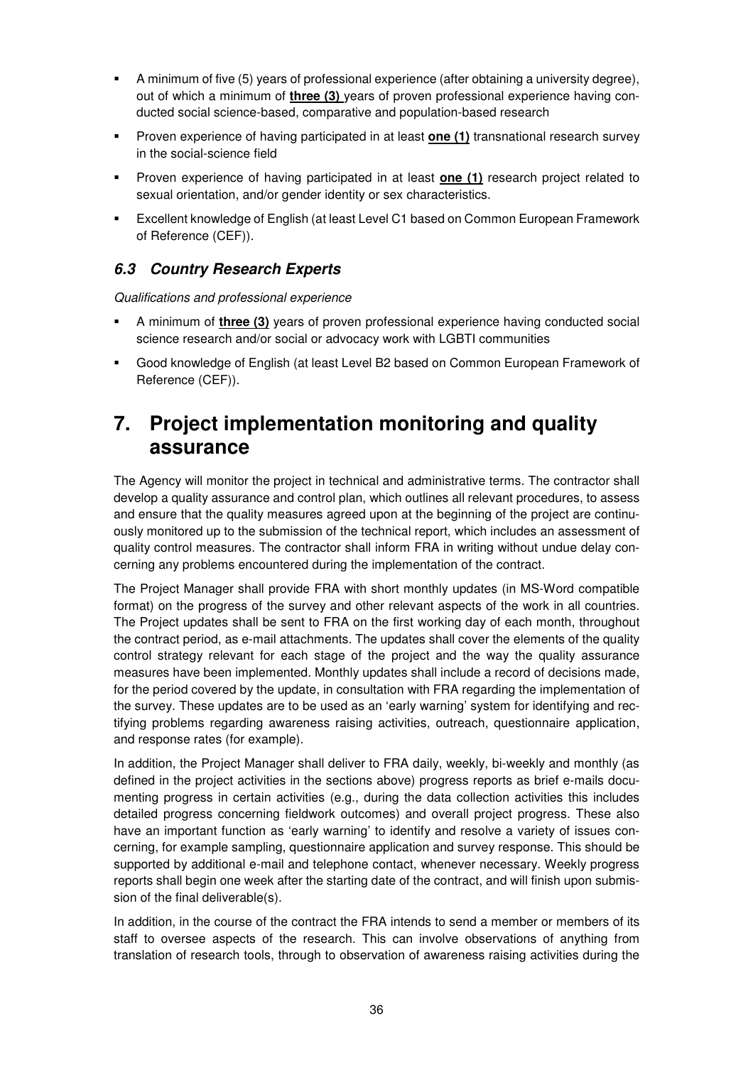- A minimum of five (5) years of professional experience (after obtaining a university degree), out of which a minimum of **three (3)** years of proven professional experience having conducted social science-based, comparative and population-based research
- Proven experience of having participated in at least **one (1)** transnational research survey in the social-science field
- Proven experience of having participated in at least **one (1)** research project related to sexual orientation, and/or gender identity or sex characteristics.
- Excellent knowledge of English (at least Level C1 based on Common European Framework of Reference (CEF)).

### *6.3 Country Research Experts*

*Qualifications and professional experience*

- A minimum of **three (3)** years of proven professional experience having conducted social science research and/or social or advocacy work with LGBTI communities
- Good knowledge of English (at least Level B2 based on Common European Framework of Reference (CEF)).

# 7. Project implementation monitoring and quality assurance

The Agency will monitor the project in technical and administrative terms. The contractor shall develop a quality assurance and control plan, which outlines all relevant procedures, to assess and ensure that the quality measures agreed upon at the beginning of the project are continuously monitored up to the submission of the technical report, which includes an assessment of quality control measures. The contractor shall inform FRA in writing without undue delay concerning any problems encountered during the implementation of the contract.

The Project Manager shall provide FRA with short monthly updates (in MS-Word compatible format) on the progress of the survey and other relevant aspects of the work in all countries. The Project updates shall be sent to FRA on the first working day of each month, throughout the contract period, as e-mail attachments. The updates shall cover the elements of the quality control strategy relevant for each stage of the project and the way the quality assurance measures have been implemented. Monthly updates shall include a record of decisions made, for the period covered by the update, in consultation with FRA regarding the implementation of the survey. These updates are to be used as an 'early warning' system for identifying and rectifying problems regarding awareness raising activities, outreach, questionnaire application, and response rates (for example).

In addition, the Project Manager shall deliver to FRA daily, weekly, bi-weekly and monthly (as defined in the project activities in the sections above) progress reports as brief e-mails documenting progress in certain activities (e.g., during the data collection activities this includes detailed progress concerning fieldwork outcomes) and overall project progress. These also have an important function as 'early warning' to identify and resolve a variety of issues concerning, for example sampling, questionnaire application and survey response. This should be supported by additional e-mail and telephone contact, whenever necessary. Weekly progress reports shall begin one week after the starting date of the contract, and will finish upon submission of the final deliverable(s).

In addition, in the course of the contract the FRA intends to send a member or members of its staff to oversee aspects of the research. This can involve observations of anything from translation of research tools, through to observation of awareness raising activities during the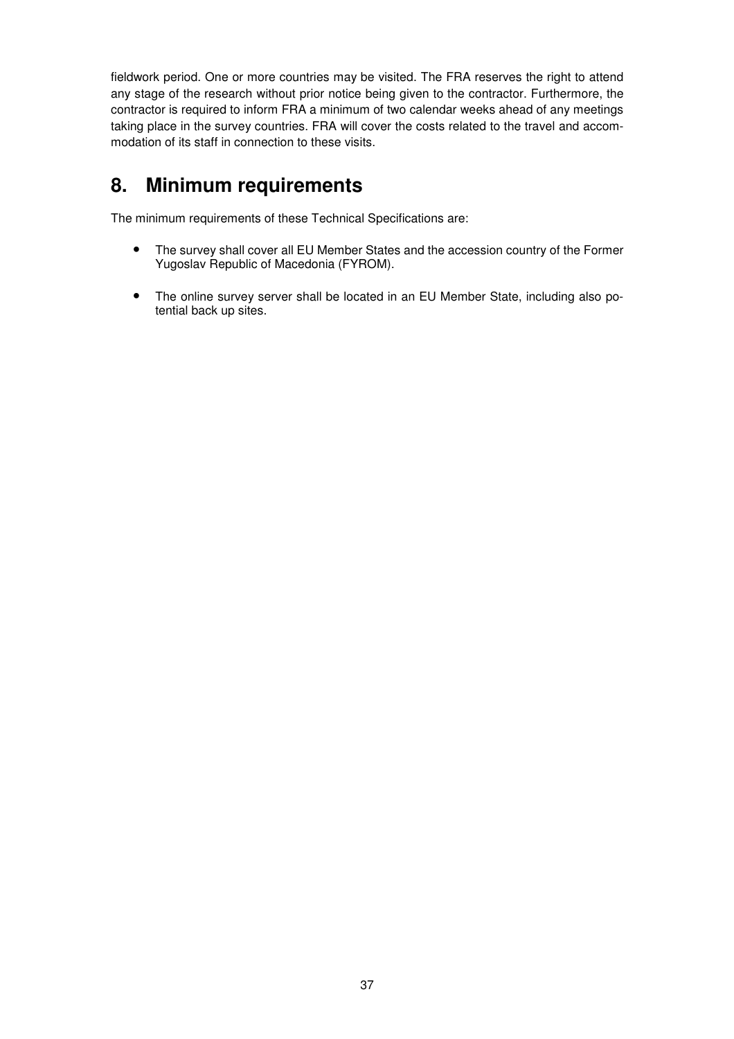fieldwork period. One or more countries may be visited. The FRA reserves the right to attend any stage of the research without prior notice being given to the contractor. Furthermore, the contractor is required to inform FRA a minimum of two calendar weeks ahead of any meetings taking place in the survey countries. FRA will cover the costs related to the travel and accommodation of its staff in connection to these visits.

# 8. Minimum requirements

The minimum requirements of these Technical Specifications are:

- The survey shall cover all EU Member States and the accession country of the Former Yugoslav Republic of Macedonia (FYROM).
- The online survey server shall be located in an EU Member State, including also potential back up sites.